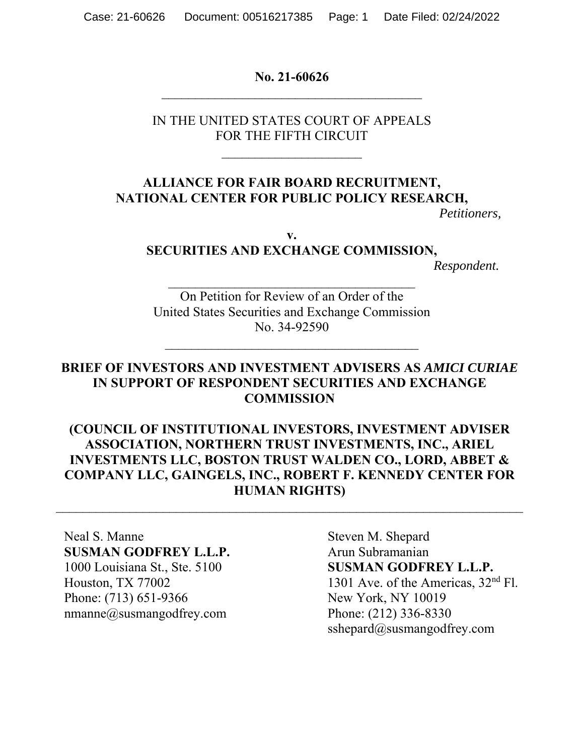**No. 21-60626**

---

IN THE UNITED STATES COURT OF APPEALS
FOR THE FIFTH CIRCUIT

---

**ALLIANCE FOR FAIR BOARD RECRUITMENT,**
**NATIONAL CENTER FOR PUBLIC POLICY RESEARCH,**

*Petitioners,*

**v.**

**SECURITIES AND EXCHANGE COMMISSION,**

*Respondent.*

---

On Petition for Review of an Order of the
United States Securities and Exchange Commission
No. 34-92590

---

**BRIEF OF INVESTORS AND INVESTMENT ADVISERS AS *AMICI CURIAE* IN SUPPORT OF RESPONDENT SECURITIES AND EXCHANGE COMMISSION**

**(COUNCIL OF INSTITUTIONAL INVESTORS, INVESTMENT ADVISER ASSOCIATION, NORTHERN TRUST INVESTMENTS, INC., ARIEL INVESTMENTS LLC, BOSTON TRUST WALDEN CO., LORD, ABBET & COMPANY LLC, GAINGELS, INC., ROBERT F. KENNEDY CENTER FOR HUMAN RIGHTS)**

---

Neal S. Manne
**SUSMAN GODFREY L.L.P.**
1000 Louisiana St., Ste. 5100
Houston, TX 77002
Phone: (713) 651-9366
nmanne@susmangodfrey.com

Steven M. Shepard
Arun Subramanian
**SUSMAN GODFREY L.L.P.**
1301 Ave. of the Americas, 32nd Fl.
New York, NY 10019
Phone: (212) 336-8330
sshepard@susmangodfrey.com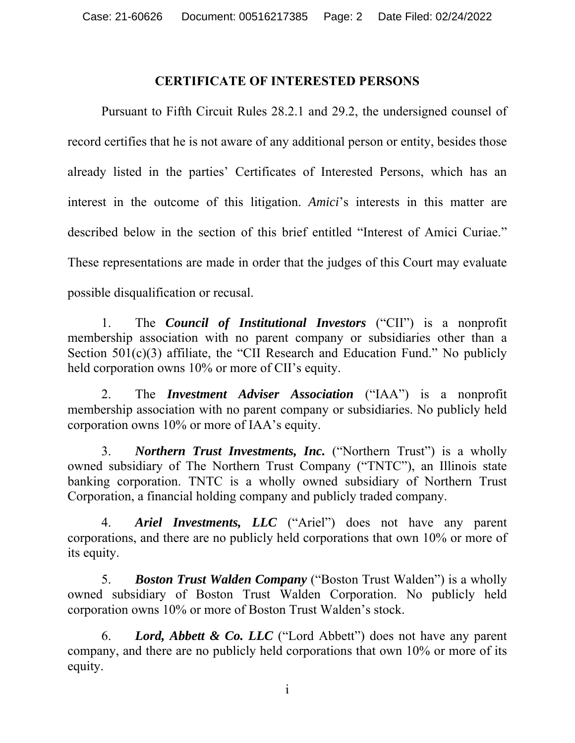## CERTIFICATE OF INTERESTED PERSONS

Pursuant to Fifth Circuit Rules 28.2.1 and 29.2, the undersigned counsel of record certifies that he is not aware of any additional person or entity, besides those already listed in the parties' Certificates of Interested Persons, which has an interest in the outcome of this litigation. *Amici*'s interests in this matter are described below in the section of this brief entitled "Interest of Amici Curiae." These representations are made in order that the judges of this Court may evaluate possible disqualification or recusal.

1. The ***Council of Institutional Investors*** ("CII") is a nonprofit membership association with no parent company or subsidiaries other than a Section 501(c)(3) affiliate, the "CII Research and Education Fund." No publicly held corporation owns 10% or more of CII's equity.

2. The ***Investment Adviser Association*** ("IAA") is a nonprofit membership association with no parent company or subsidiaries. No publicly held corporation owns 10% or more of IAA's equity.

3. ***Northern Trust Investments, Inc.*** ("Northern Trust") is a wholly owned subsidiary of The Northern Trust Company ("TNTC"), an Illinois state banking corporation. TNTC is a wholly owned subsidiary of Northern Trust Corporation, a financial holding company and publicly traded company.

4. ***Ariel Investments, LLC*** ("Ariel") does not have any parent corporations, and there are no publicly held corporations that own 10% or more of its equity.

5. ***Boston Trust Walden Company*** ("Boston Trust Walden") is a wholly owned subsidiary of Boston Trust Walden Corporation. No publicly held corporation owns 10% or more of Boston Trust Walden's stock.

6. ***Lord, Abbett & Co. LLC*** ("Lord Abbett") does not have any parent company, and there are no publicly held corporations that own 10% or more of its equity.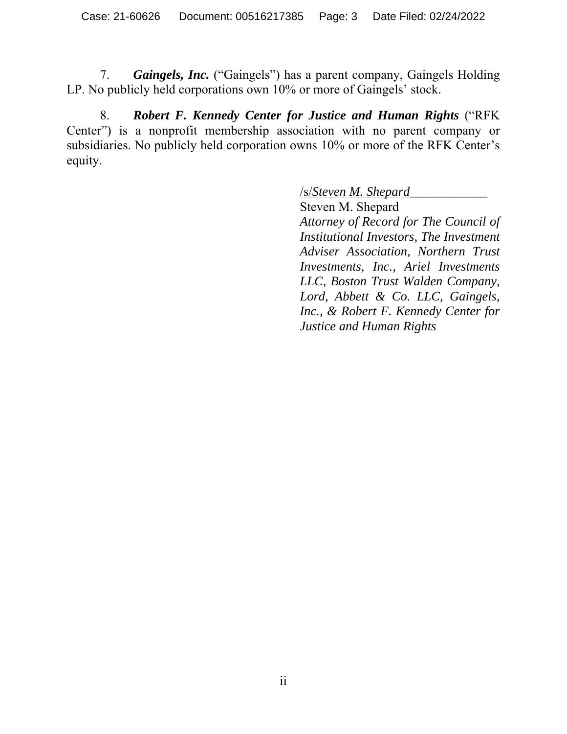7. ***Gaingels, Inc.*** ("Gaingels") has a parent company, Gaingels Holding LP. No publicly held corporations own 10% or more of Gaingels' stock.

8. ***Robert F. Kennedy Center for Justice and Human Rights*** ("RFK Center") is a nonprofit membership association with no parent company or subsidiaries. No publicly held corporation owns 10% or more of the RFK Center's equity.

/s/*Steven M. Shepard*\_\_\_\_\_\_\_\_\_\_\_\_
Steven M. Shepard
*Attorney of Record for The Council of Institutional Investors, The Investment Adviser Association, Northern Trust Investments, Inc., Ariel Investments LLC, Boston Trust Walden Company, Lord, Abbett & Co. LLC, Gaingels, Inc., & Robert F. Kennedy Center for Justice and Human Rights*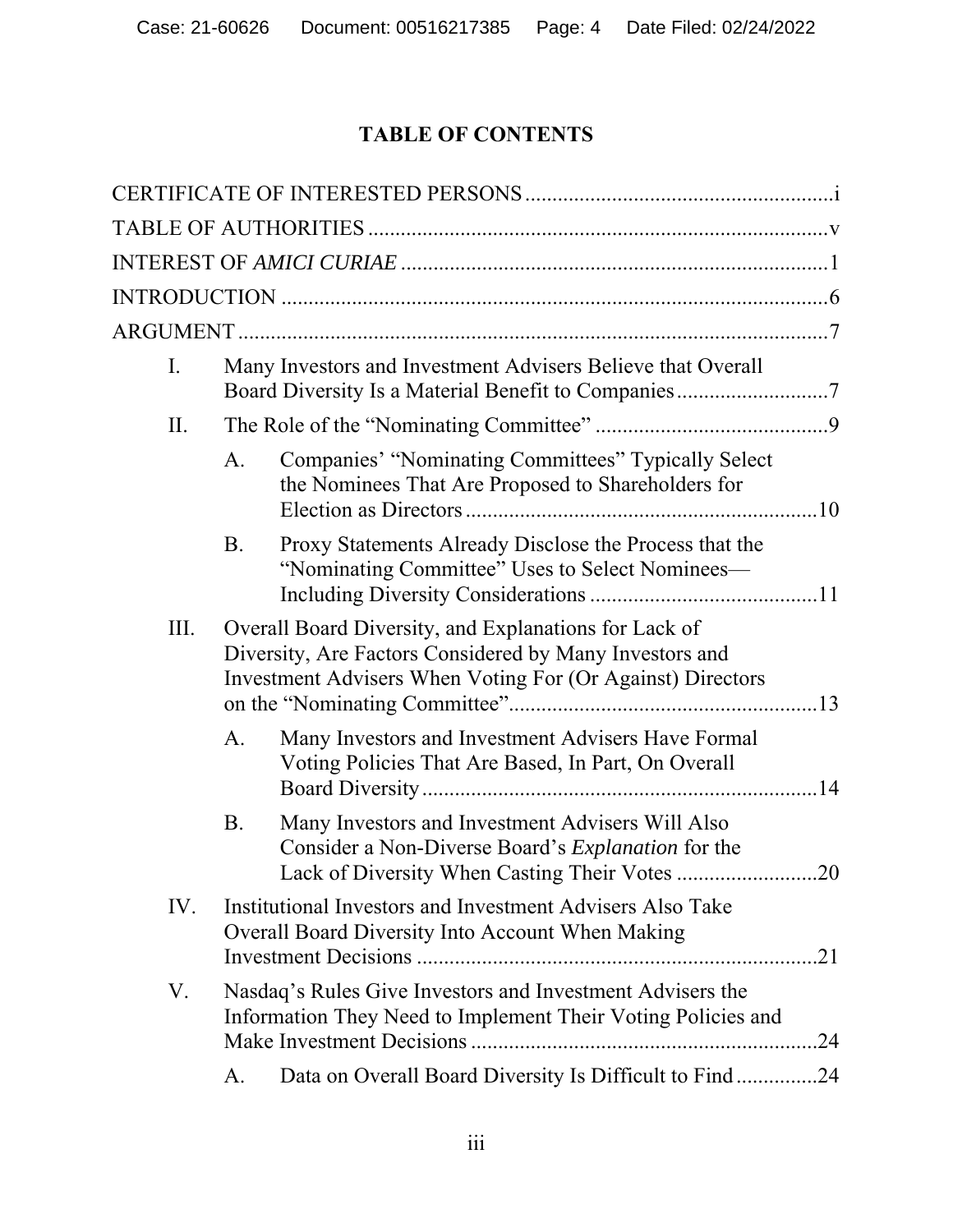# TABLE OF CONTENTS

CERTIFICATE OF INTERESTED PERSONS .......... i

TABLE OF AUTHORITIES .......... v

INTEREST OF *AMICI CURIAE* .......... 1

INTRODUCTION .......... 6

ARGUMENT .......... 7

- I. Many Investors and Investment Advisers Believe that Overall Board Diversity Is a Material Benefit to Companies .......... 7
- II. The Role of the "Nominating Committee" .......... 9
  - A. Companies' "Nominating Committees" Typically Select the Nominees That Are Proposed to Shareholders for Election as Directors .......... 10
  - B. Proxy Statements Already Disclose the Process that the "Nominating Committee" Uses to Select Nominees—Including Diversity Considerations .......... 11
- III. Overall Board Diversity, and Explanations for Lack of Diversity, Are Factors Considered by Many Investors and Investment Advisers When Voting For (Or Against) Directors on the "Nominating Committee" .......... 13
  - A. Many Investors and Investment Advisers Have Formal Voting Policies That Are Based, In Part, On Overall Board Diversity .......... 14
  - B. Many Investors and Investment Advisers Will Also Consider a Non-Diverse Board's *Explanation* for the Lack of Diversity When Casting Their Votes .......... 20
- IV. Institutional Investors and Investment Advisers Also Take Overall Board Diversity Into Account When Making Investment Decisions .......... 21
- V. Nasdaq's Rules Give Investors and Investment Advisers the Information They Need to Implement Their Voting Policies and Make Investment Decisions .......... 24
  - A. Data on Overall Board Diversity Is Difficult to Find .......... 24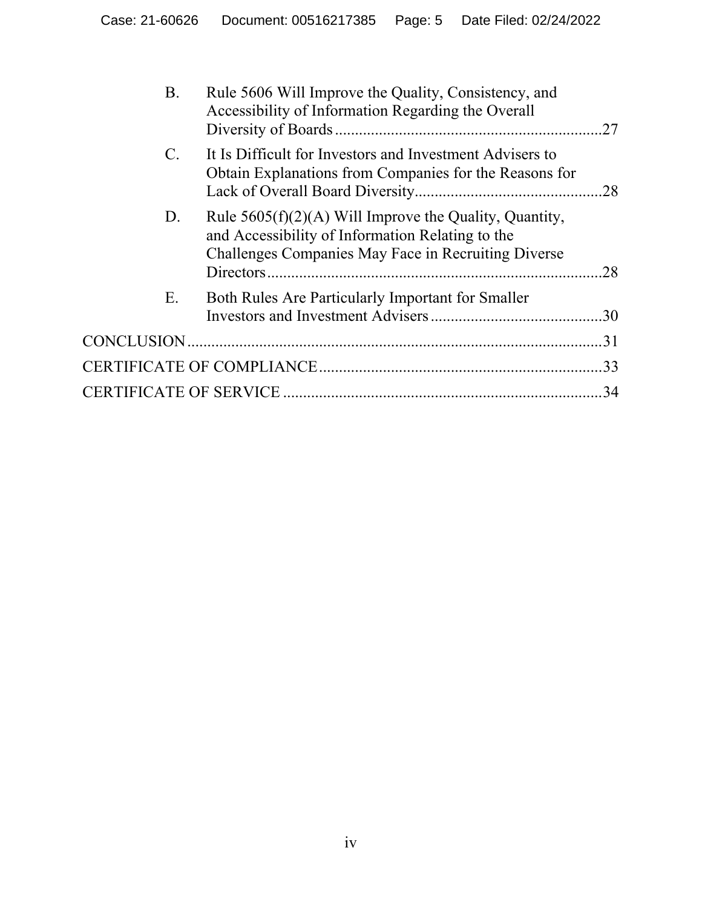B. Rule 5606 Will Improve the Quality, Consistency, and Accessibility of Information Regarding the Overall Diversity of Boards ..................................................................27

C. It Is Difficult for Investors and Investment Advisers to Obtain Explanations from Companies for the Reasons for Lack of Overall Board Diversity...............................................28

D. Rule 5605(f)(2)(A) Will Improve the Quality, Quantity, and Accessibility of Information Relating to the Challenges Companies May Face in Recruiting Diverse Directors....................................................................................28

E. Both Rules Are Particularly Important for Smaller Investors and Investment Advisers ...........................................30

CONCLUSION........................................................................................................31

CERTIFICATE OF COMPLIANCE.......................................................................33

CERTIFICATE OF SERVICE ................................................................................34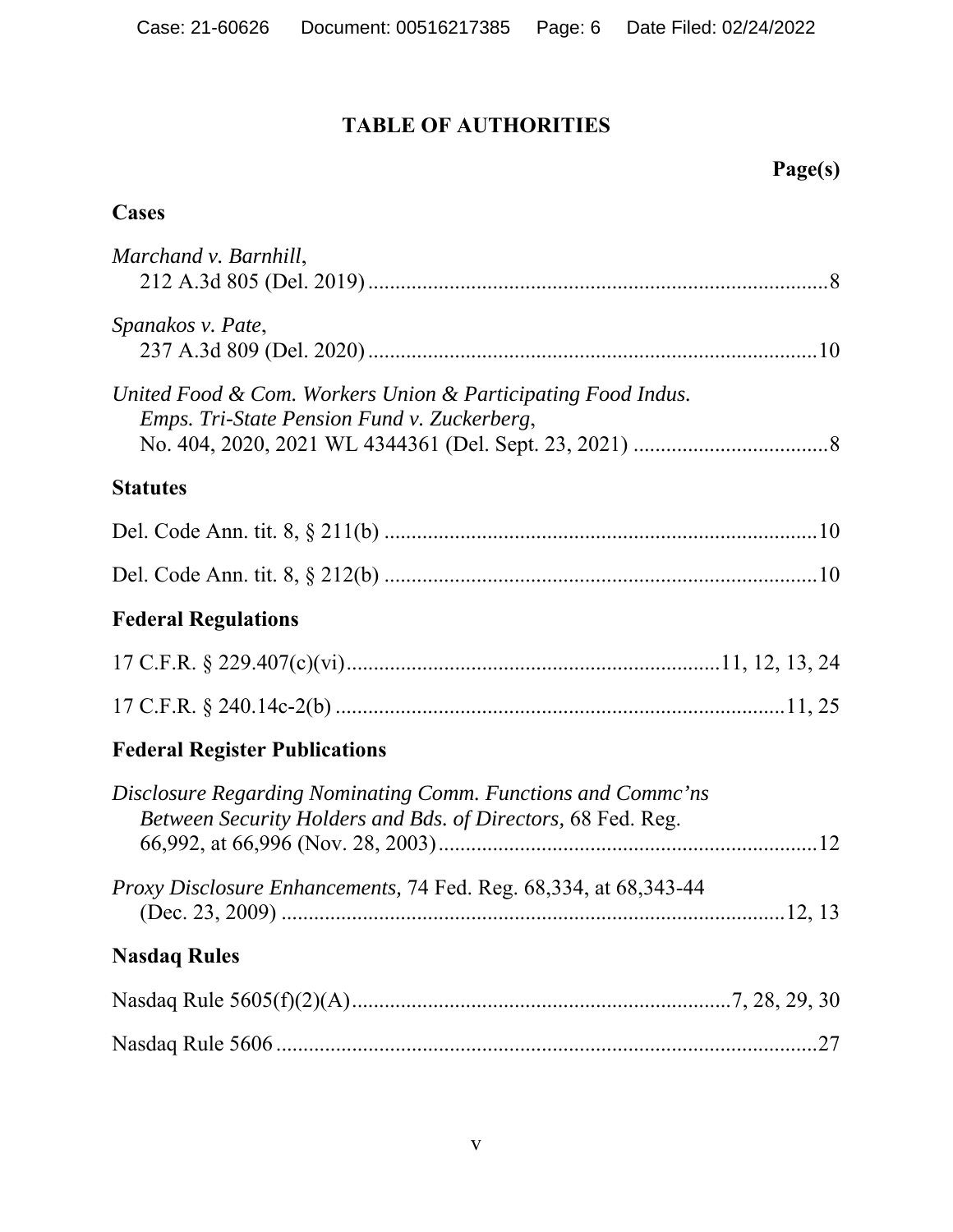# TABLE OF AUTHORITIES

**Page(s)**

## Cases

*Marchand v. Barnhill*, 212 A.3d 805 (Del. 2019) .................... 8

*Spanakos v. Pate*, 237 A.3d 809 (Del. 2020) .................... 10

*United Food & Com. Workers Union & Participating Food Indus. Emps. Tri-State Pension Fund v. Zuckerberg*, No. 404, 2020, 2021 WL 4344361 (Del. Sept. 23, 2021) .................... 8

## Statutes

Del. Code Ann. tit. 8, § 211(b) .................... 10

Del. Code Ann. tit. 8, § 212(b) .................... 10

## Federal Regulations

17 C.F.R. § 229.407(c)(vi) .................... 11, 12, 13, 24

17 C.F.R. § 240.14c-2(b) .................... 11, 25

## Federal Register Publications

*Disclosure Regarding Nominating Comm. Functions and Commc'ns Between Security Holders and Bds. of Directors,* 68 Fed. Reg. 66,992, at 66,996 (Nov. 28, 2003) .................... 12

*Proxy Disclosure Enhancements,* 74 Fed. Reg. 68,334, at 68,343-44 (Dec. 23, 2009) .................... 12, 13

## Nasdaq Rules

Nasdaq Rule 5605(f)(2)(A) .................... 7, 28, 29, 30

Nasdaq Rule 5606 .................... 27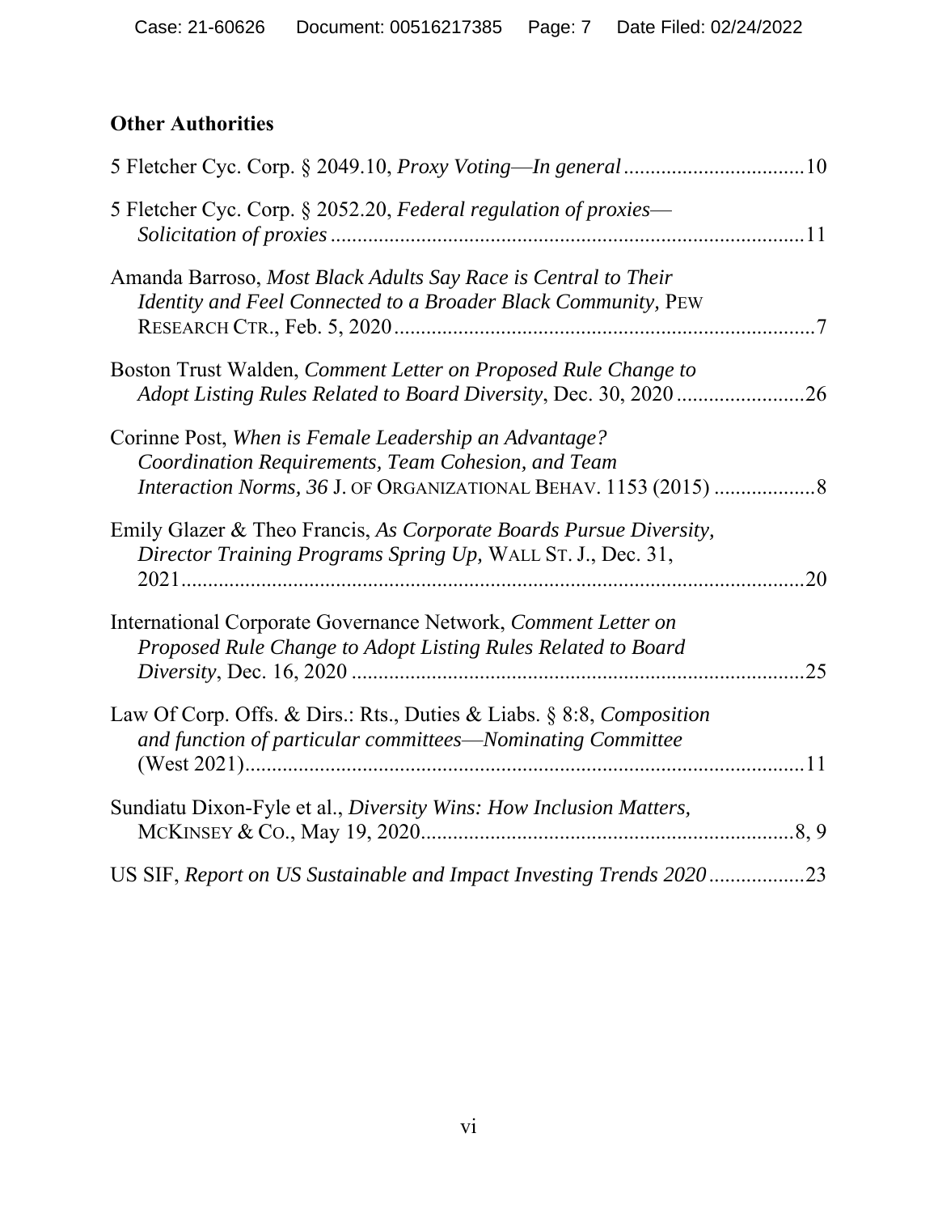## Other Authorities

5 Fletcher Cyc. Corp. § 2049.10, *Proxy Voting—In general* .................................10

5 Fletcher Cyc. Corp. § 2052.20, *Federal regulation of proxies—Solicitation of proxies* .......................................................................................11

Amanda Barroso, *Most Black Adults Say Race is Central to Their Identity and Feel Connected to a Broader Black Community,* PEW RESEARCH CTR., Feb. 5, 2020 .............................................................................7

Boston Trust Walden, *Comment Letter on Proposed Rule Change to Adopt Listing Rules Related to Board Diversity*, Dec. 30, 2020 .......................26

Corinne Post, *When is Female Leadership an Advantage? Coordination Requirements, Team Cohesion, and Team Interaction Norms, 36* J. OF ORGANIZATIONAL BEHAV. 1153 (2015) ..................8

Emily Glazer & Theo Francis, *As Corporate Boards Pursue Diversity, Director Training Programs Spring Up,* WALL ST. J., Dec. 31, 2021 ......................................................................................................20

International Corporate Governance Network, *Comment Letter on Proposed Rule Change to Adopt Listing Rules Related to Board Diversity*, Dec. 16, 2020 .....................................................................................25

Law Of Corp. Offs. & Dirs.: Rts., Duties & Liabs. § 8:8, *Composition and function of particular committees—Nominating Committee* (West 2021) .........................................................................................11

Sundiatu Dixon-Fyle et al., *Diversity Wins: How Inclusion Matters,* MCKINSEY & CO., May 19, 2020 .....................................................................8, 9

US SIF, *Report on US Sustainable and Impact Investing Trends 2020* ..................23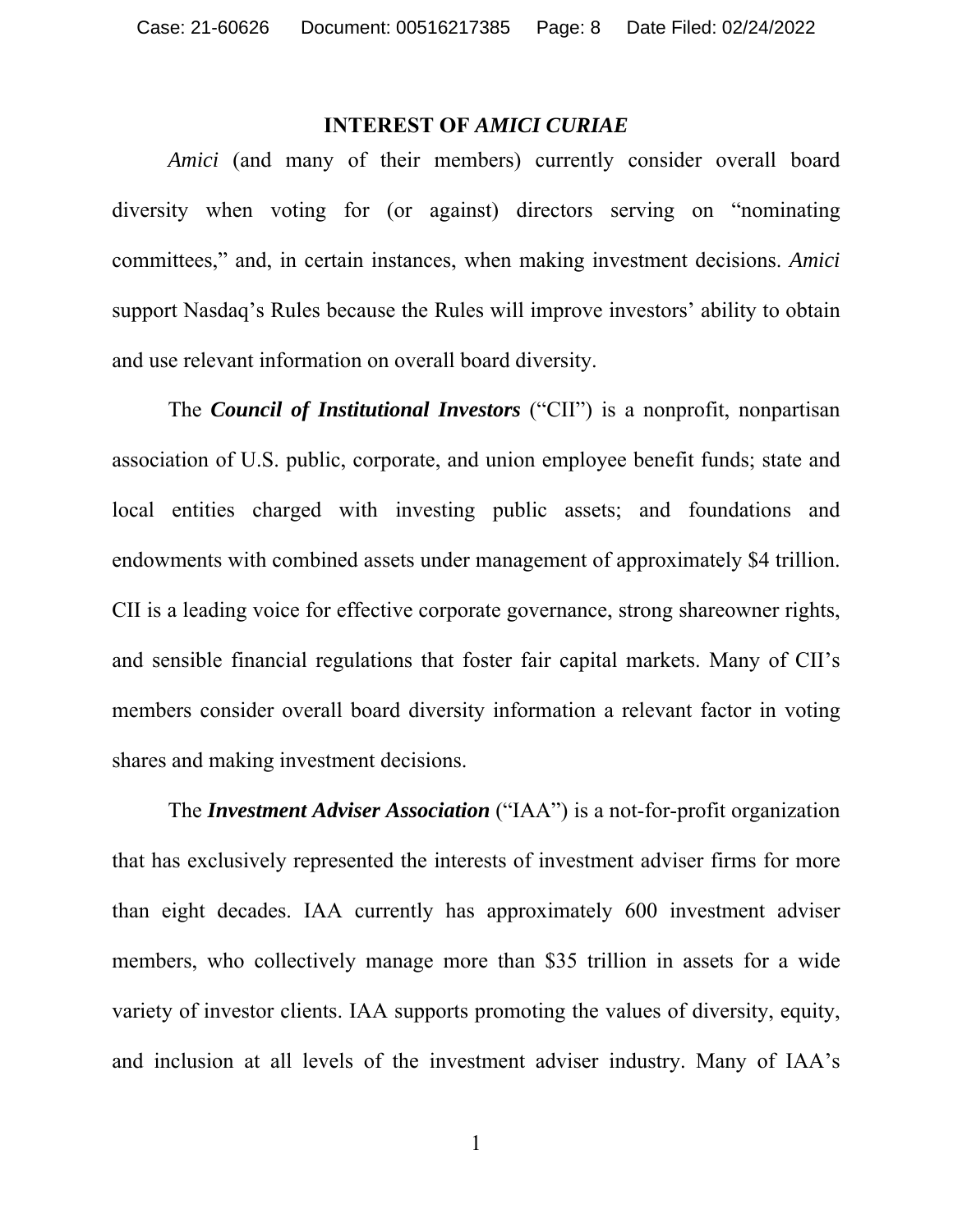## INTEREST OF *AMICI CURIAE*

*Amici* (and many of their members) currently consider overall board diversity when voting for (or against) directors serving on "nominating committees," and, in certain instances, when making investment decisions. *Amici* support Nasdaq's Rules because the Rules will improve investors' ability to obtain and use relevant information on overall board diversity.

The ***Council of Institutional Investors*** ("CII") is a nonprofit, nonpartisan association of U.S. public, corporate, and union employee benefit funds; state and local entities charged with investing public assets; and foundations and endowments with combined assets under management of approximately $4 trillion. CII is a leading voice for effective corporate governance, strong shareowner rights, and sensible financial regulations that foster fair capital markets. Many of CII's members consider overall board diversity information a relevant factor in voting shares and making investment decisions.

The ***Investment Adviser Association*** ("IAA") is a not-for-profit organization that has exclusively represented the interests of investment adviser firms for more than eight decades. IAA currently has approximately 600 investment adviser members, who collectively manage more than $35 trillion in assets for a wide variety of investor clients. IAA supports promoting the values of diversity, equity, and inclusion at all levels of the investment adviser industry. Many of IAA's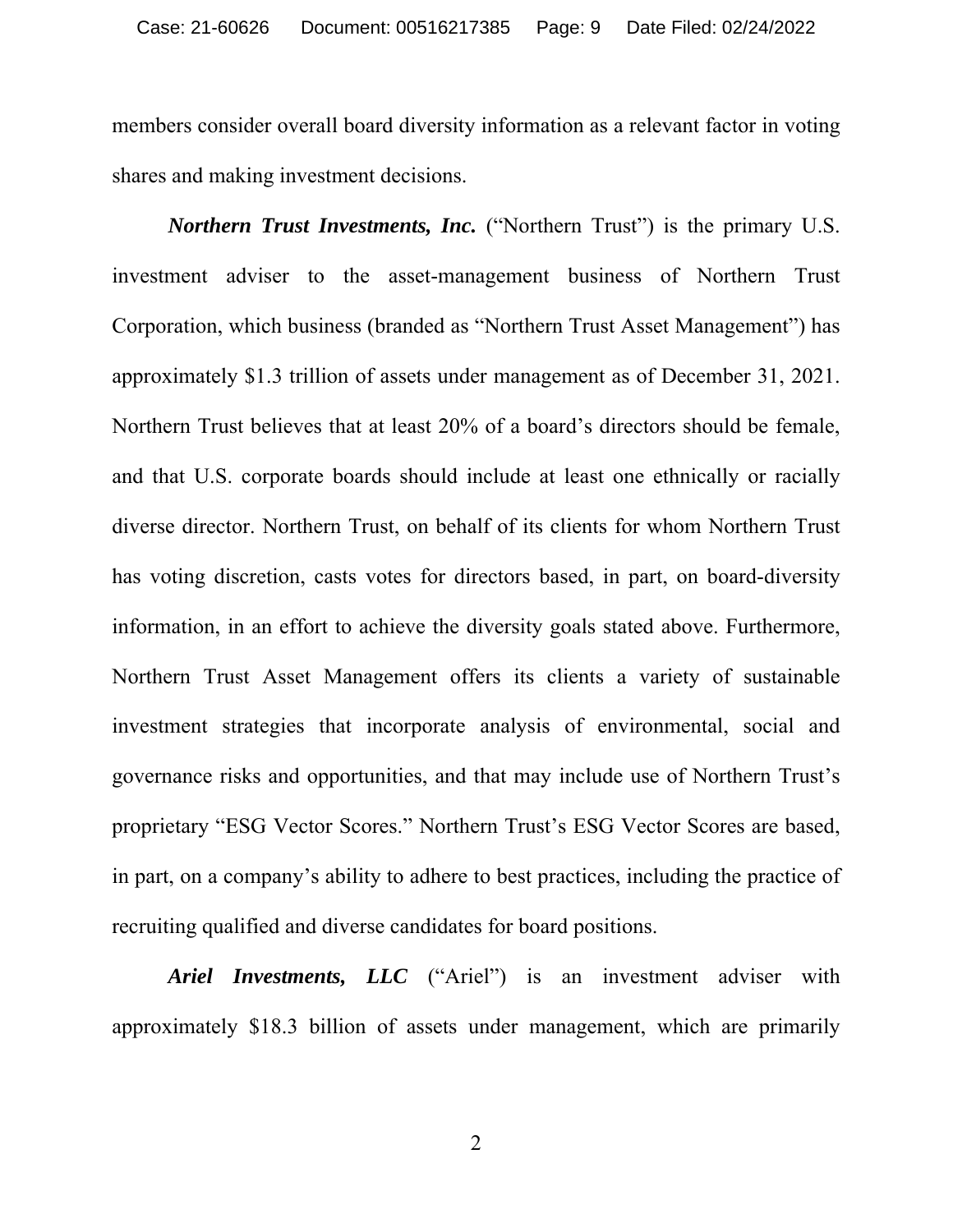members consider overall board diversity information as a relevant factor in voting shares and making investment decisions.

***Northern Trust Investments, Inc.*** ("Northern Trust") is the primary U.S. investment adviser to the asset-management business of Northern Trust Corporation, which business (branded as "Northern Trust Asset Management") has approximately $1.3 trillion of assets under management as of December 31, 2021. Northern Trust believes that at least 20% of a board's directors should be female, and that U.S. corporate boards should include at least one ethnically or racially diverse director. Northern Trust, on behalf of its clients for whom Northern Trust has voting discretion, casts votes for directors based, in part, on board-diversity information, in an effort to achieve the diversity goals stated above. Furthermore, Northern Trust Asset Management offers its clients a variety of sustainable investment strategies that incorporate analysis of environmental, social and governance risks and opportunities, and that may include use of Northern Trust's proprietary "ESG Vector Scores." Northern Trust's ESG Vector Scores are based, in part, on a company's ability to adhere to best practices, including the practice of recruiting qualified and diverse candidates for board positions.

***Ariel Investments, LLC*** ("Ariel") is an investment adviser with approximately $18.3 billion of assets under management, which are primarily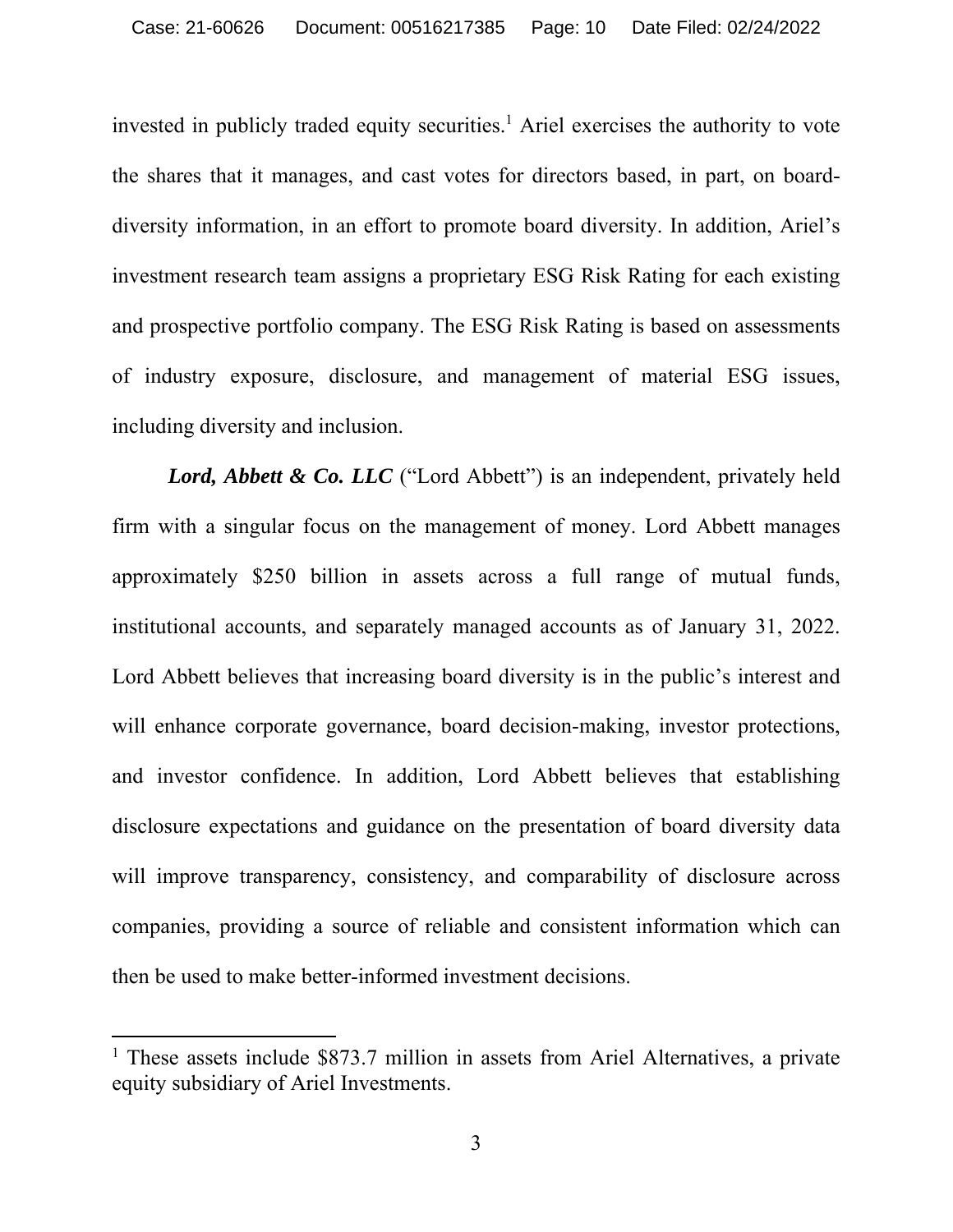invested in publicly traded equity securities.[1] Ariel exercises the authority to vote the shares that it manages, and cast votes for directors based, in part, on board-diversity information, in an effort to promote board diversity. In addition, Ariel's investment research team assigns a proprietary ESG Risk Rating for each existing and prospective portfolio company. The ESG Risk Rating is based on assessments of industry exposure, disclosure, and management of material ESG issues, including diversity and inclusion.

***Lord, Abbett & Co. LLC*** ("Lord Abbett") is an independent, privately held firm with a singular focus on the management of money. Lord Abbett manages approximately $250 billion in assets across a full range of mutual funds, institutional accounts, and separately managed accounts as of January 31, 2022. Lord Abbett believes that increasing board diversity is in the public's interest and will enhance corporate governance, board decision-making, investor protections, and investor confidence. In addition, Lord Abbett believes that establishing disclosure expectations and guidance on the presentation of board diversity data will improve transparency, consistency, and comparability of disclosure across companies, providing a source of reliable and consistent information which can then be used to make better-informed investment decisions.

---

[1] These assets include $873.7 million in assets from Ariel Alternatives, a private equity subsidiary of Ariel Investments.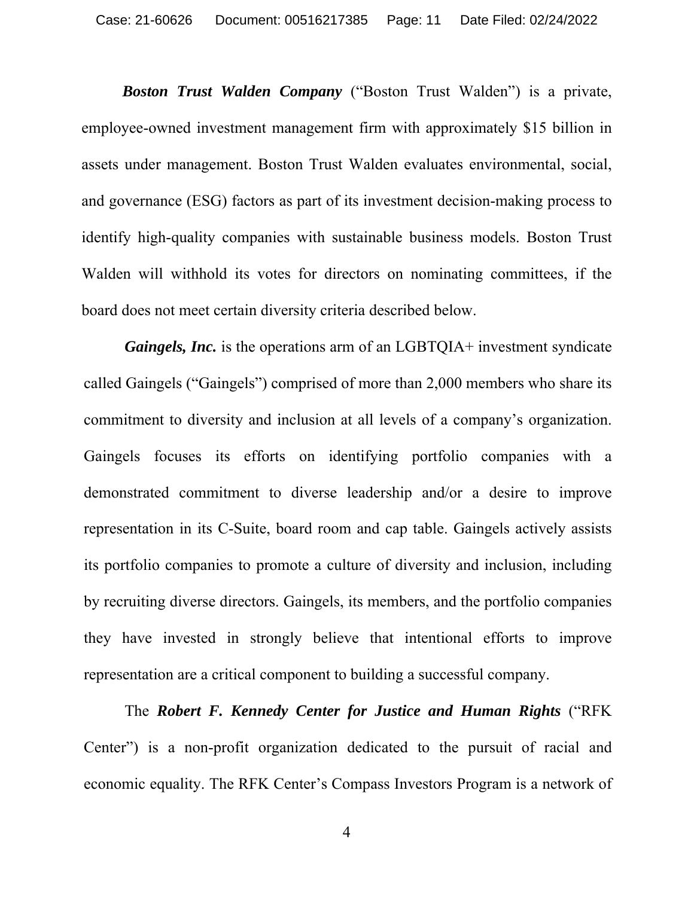***Boston Trust Walden Company*** ("Boston Trust Walden") is a private, employee-owned investment management firm with approximately $15 billion in assets under management. Boston Trust Walden evaluates environmental, social, and governance (ESG) factors as part of its investment decision-making process to identify high-quality companies with sustainable business models. Boston Trust Walden will withhold its votes for directors on nominating committees, if the board does not meet certain diversity criteria described below.

***Gaingels, Inc.*** is the operations arm of an LGBTQIA+ investment syndicate called Gaingels ("Gaingels") comprised of more than 2,000 members who share its commitment to diversity and inclusion at all levels of a company's organization. Gaingels focuses its efforts on identifying portfolio companies with a demonstrated commitment to diverse leadership and/or a desire to improve representation in its C-Suite, board room and cap table. Gaingels actively assists its portfolio companies to promote a culture of diversity and inclusion, including by recruiting diverse directors. Gaingels, its members, and the portfolio companies they have invested in strongly believe that intentional efforts to improve representation are a critical component to building a successful company.

The ***Robert F. Kennedy Center for Justice and Human Rights*** ("RFK Center") is a non-profit organization dedicated to the pursuit of racial and economic equality. The RFK Center's Compass Investors Program is a network of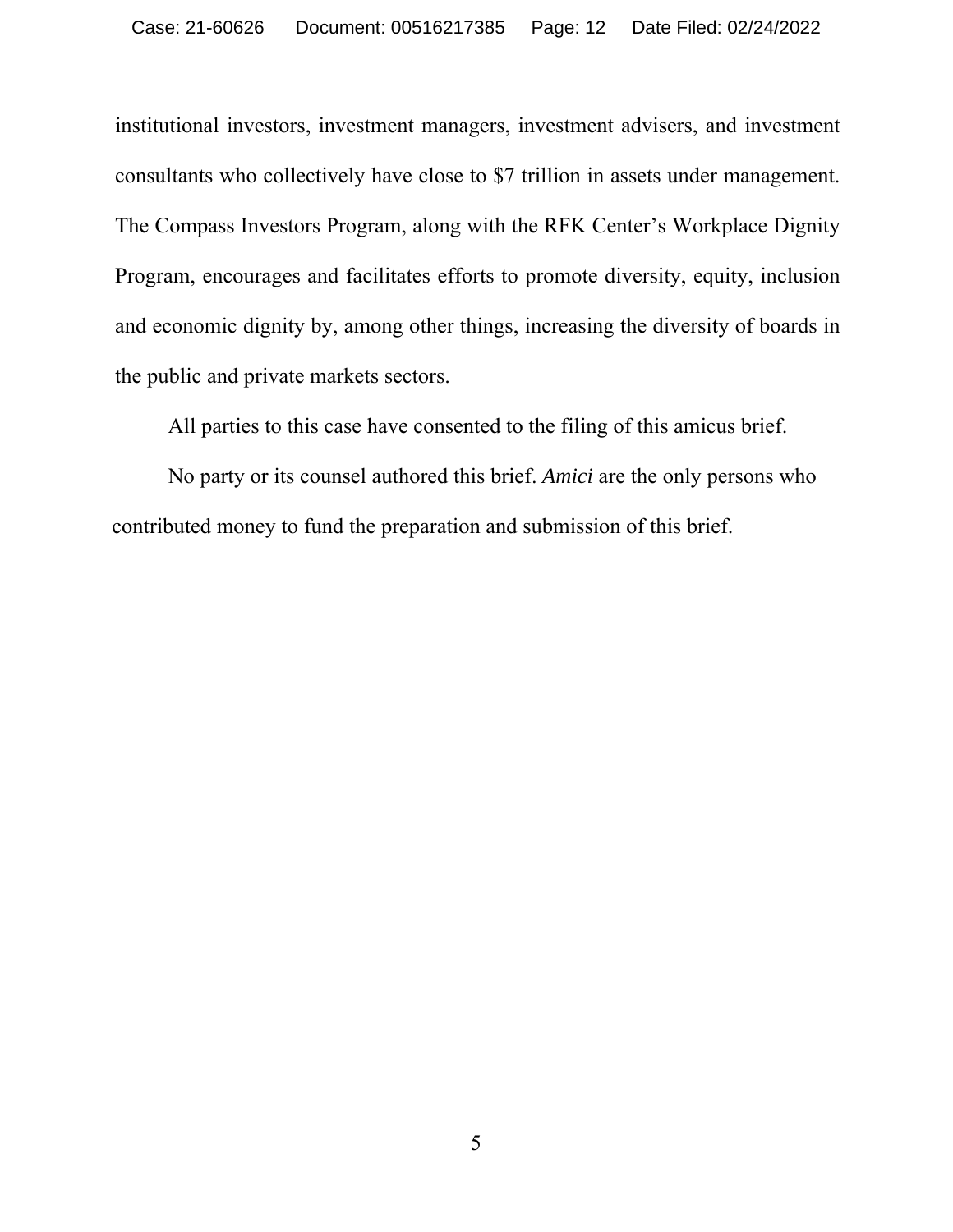institutional investors, investment managers, investment advisers, and investment consultants who collectively have close to $7 trillion in assets under management. The Compass Investors Program, along with the RFK Center's Workplace Dignity Program, encourages and facilitates efforts to promote diversity, equity, inclusion and economic dignity by, among other things, increasing the diversity of boards in the public and private markets sectors.

All parties to this case have consented to the filing of this amicus brief.

No party or its counsel authored this brief. *Amici* are the only persons who contributed money to fund the preparation and submission of this brief.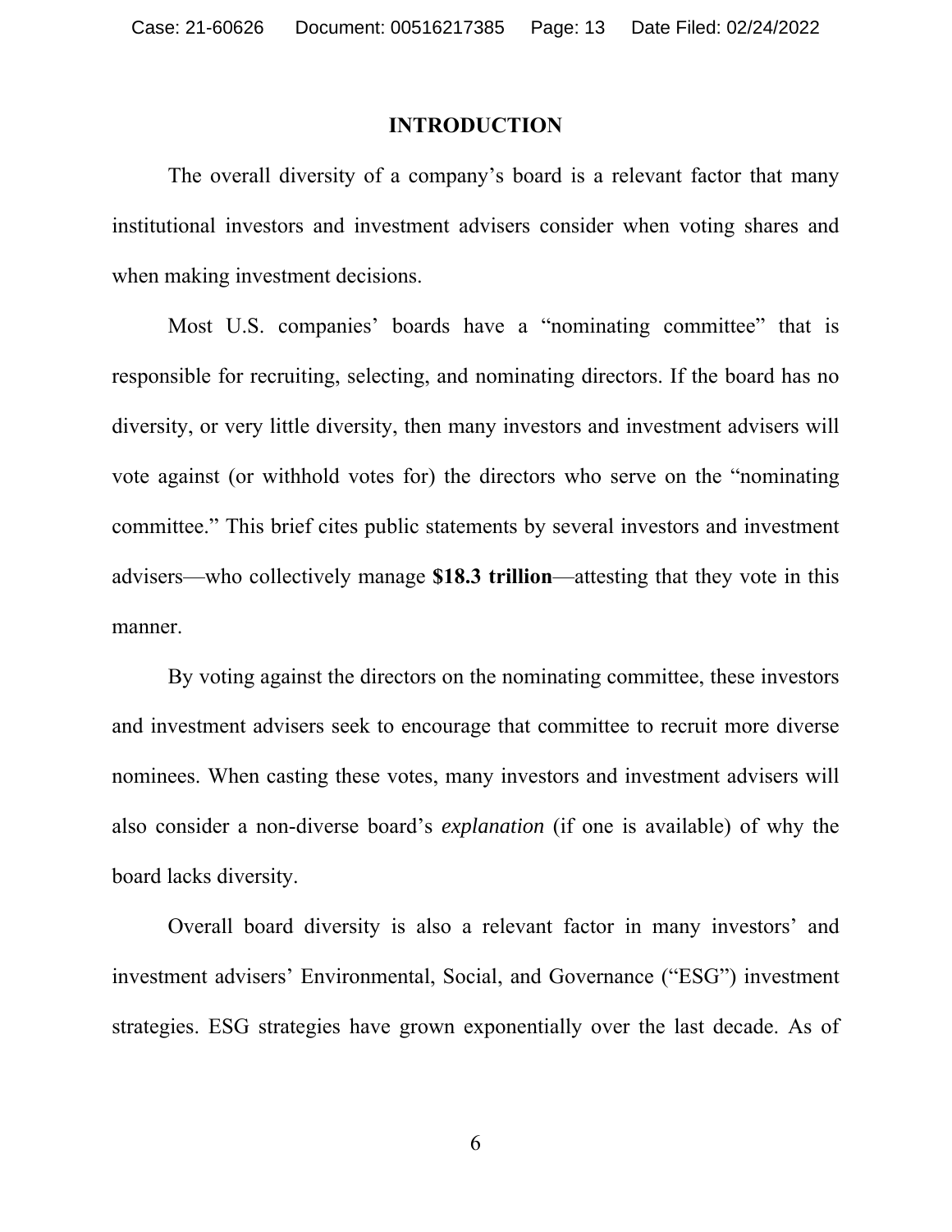## INTRODUCTION

The overall diversity of a company's board is a relevant factor that many institutional investors and investment advisers consider when voting shares and when making investment decisions.

Most U.S. companies' boards have a "nominating committee" that is responsible for recruiting, selecting, and nominating directors. If the board has no diversity, or very little diversity, then many investors and investment advisers will vote against (or withhold votes for) the directors who serve on the "nominating committee." This brief cites public statements by several investors and investment advisers—who collectively manage **$18.3 trillion**—attesting that they vote in this manner.

By voting against the directors on the nominating committee, these investors and investment advisers seek to encourage that committee to recruit more diverse nominees. When casting these votes, many investors and investment advisers will also consider a non-diverse board's *explanation* (if one is available) of why the board lacks diversity.

Overall board diversity is also a relevant factor in many investors' and investment advisers' Environmental, Social, and Governance ("ESG") investment strategies. ESG strategies have grown exponentially over the last decade. As of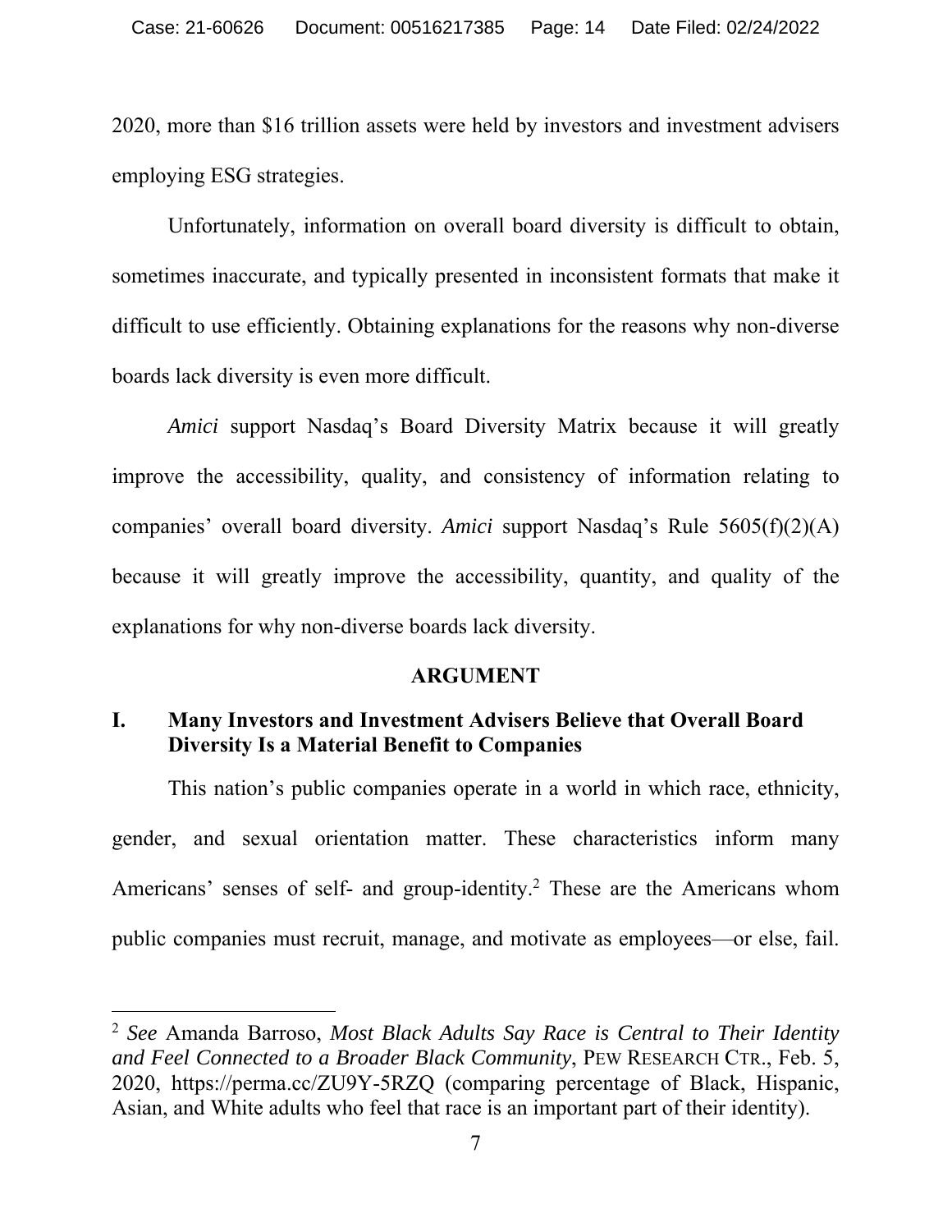2020, more than $16 trillion assets were held by investors and investment advisers employing ESG strategies.

Unfortunately, information on overall board diversity is difficult to obtain, sometimes inaccurate, and typically presented in inconsistent formats that make it difficult to use efficiently. Obtaining explanations for the reasons why non-diverse boards lack diversity is even more difficult.

*Amici* support Nasdaq's Board Diversity Matrix because it will greatly improve the accessibility, quality, and consistency of information relating to companies' overall board diversity. *Amici* support Nasdaq's Rule 5605(f)(2)(A) because it will greatly improve the accessibility, quantity, and quality of the explanations for why non-diverse boards lack diversity.

## ARGUMENT

### I. Many Investors and Investment Advisers Believe that Overall Board Diversity Is a Material Benefit to Companies

This nation's public companies operate in a world in which race, ethnicity, gender, and sexual orientation matter. These characteristics inform many Americans' senses of self- and group-identity.[2] These are the Americans whom public companies must recruit, manage, and motivate as employees—or else, fail.

---

[2] *See* Amanda Barroso, *Most Black Adults Say Race is Central to Their Identity and Feel Connected to a Broader Black Community*, PEW RESEARCH CTR., Feb. 5, 2020, https://perma.cc/ZU9Y-5RZQ (comparing percentage of Black, Hispanic, Asian, and White adults who feel that race is an important part of their identity).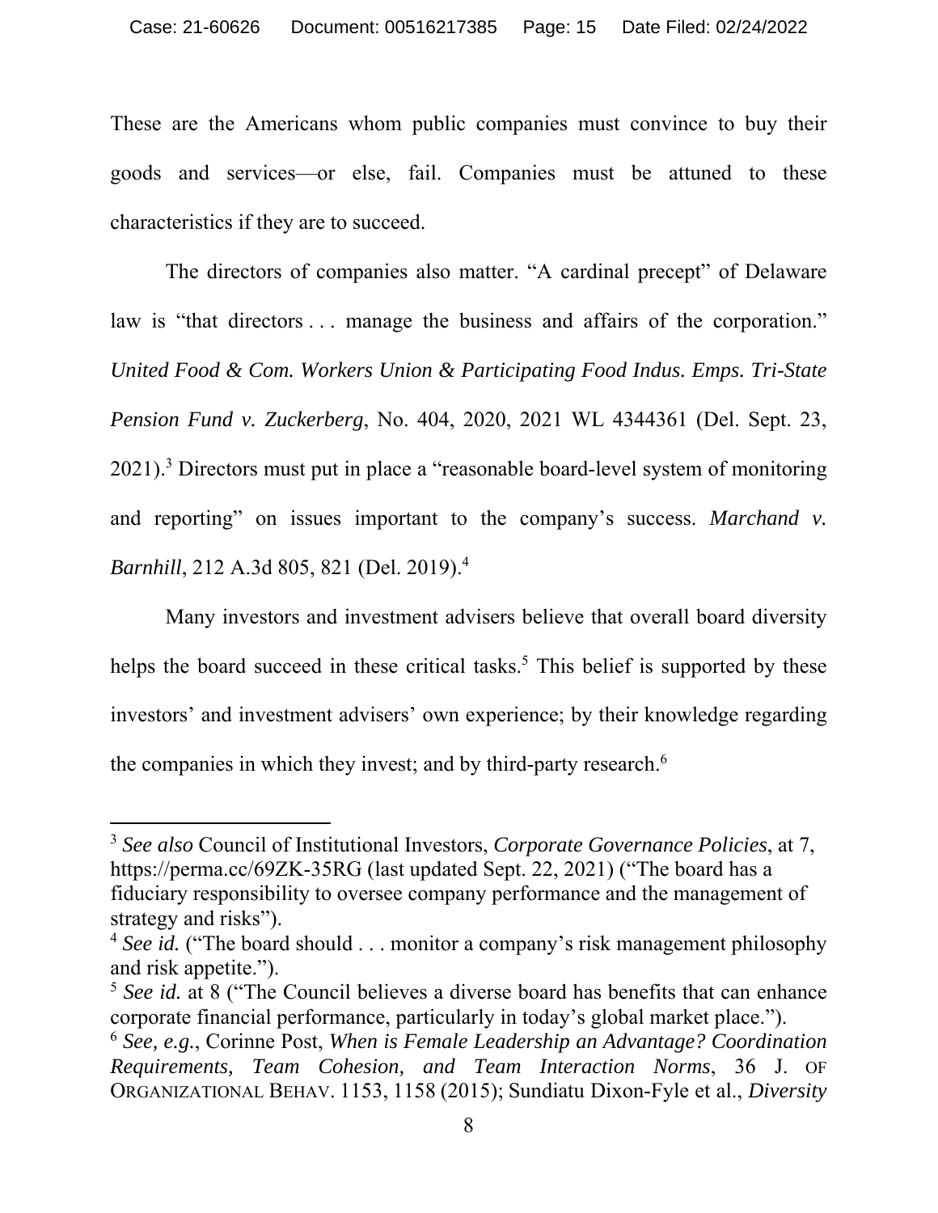These are the Americans whom public companies must convince to buy their goods and services—or else, fail. Companies must be attuned to these characteristics if they are to succeed.

The directors of companies also matter. "A cardinal precept" of Delaware law is "that directors . . . manage the business and affairs of the corporation." *United Food & Com. Workers Union & Participating Food Indus. Emps. Tri-State Pension Fund v. Zuckerberg*, No. 404, 2020, 2021 WL 4344361 (Del. Sept. 23, 2021).[3] Directors must put in place a "reasonable board-level system of monitoring and reporting" on issues important to the company's success. *Marchand v. Barnhill*, 212 A.3d 805, 821 (Del. 2019).[4]

Many investors and investment advisers believe that overall board diversity helps the board succeed in these critical tasks.[5] This belief is supported by these investors' and investment advisers' own experience; by their knowledge regarding the companies in which they invest; and by third-party research.[6]

---

[3] *See also* Council of Institutional Investors, *Corporate Governance Policies*, at 7, https://perma.cc/69ZK-35RG (last updated Sept. 22, 2021) ("The board has a fiduciary responsibility to oversee company performance and the management of strategy and risks").

[4] *See id.* ("The board should . . . monitor a company's risk management philosophy and risk appetite.").

[5] *See id.* at 8 ("The Council believes a diverse board has benefits that can enhance corporate financial performance, particularly in today's global market place.").

[6] *See, e.g.*, Corinne Post, *When is Female Leadership an Advantage? Coordination Requirements, Team Cohesion, and Team Interaction Norms*, 36 J. OF ORGANIZATIONAL BEHAV. 1153, 1158 (2015); Sundiatu Dixon-Fyle et al., *Diversity*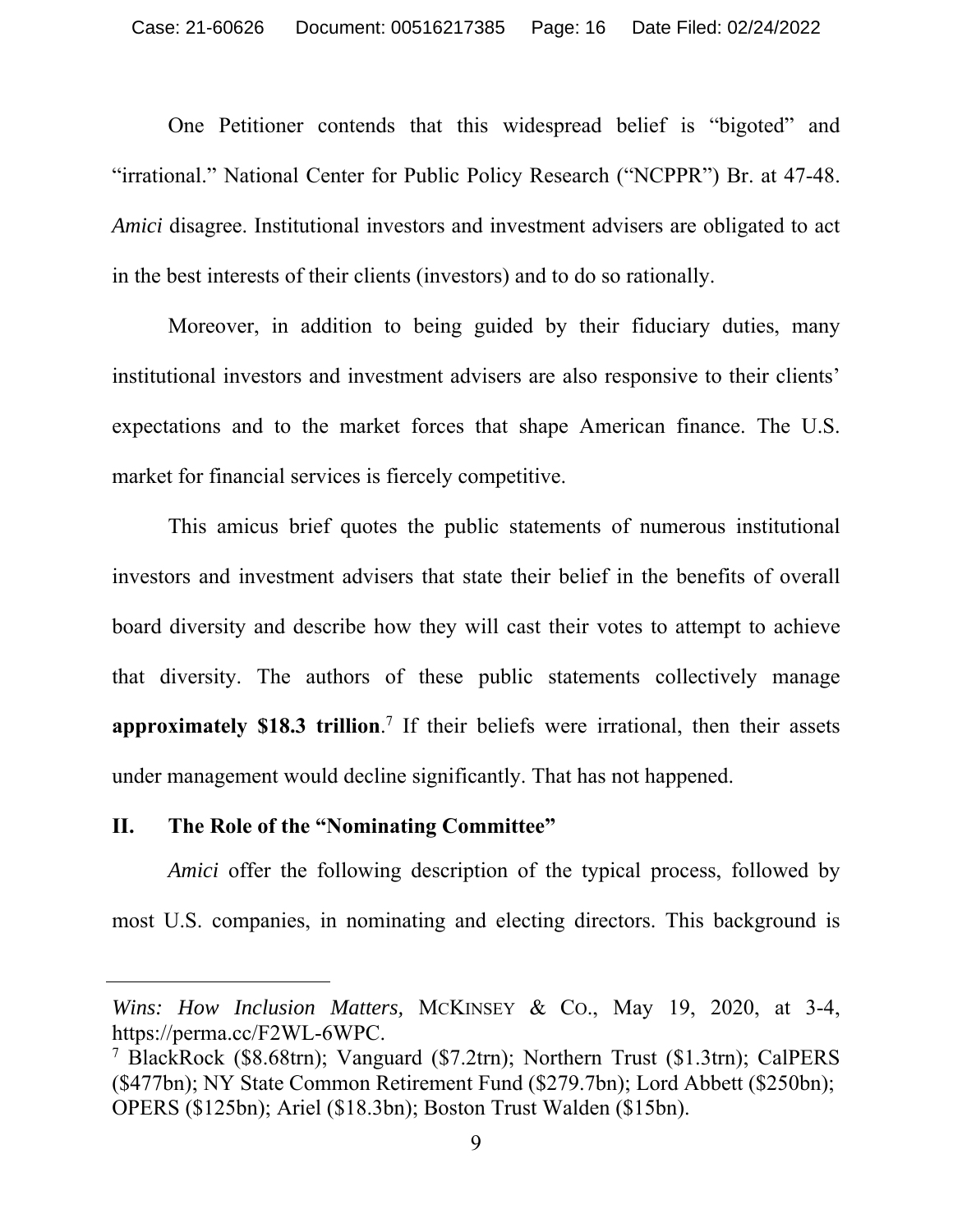One Petitioner contends that this widespread belief is "bigoted" and "irrational." National Center for Public Policy Research ("NCPPR") Br. at 47-48. *Amici* disagree. Institutional investors and investment advisers are obligated to act in the best interests of their clients (investors) and to do so rationally.

Moreover, in addition to being guided by their fiduciary duties, many institutional investors and investment advisers are also responsive to their clients' expectations and to the market forces that shape American finance. The U.S. market for financial services is fiercely competitive.

This amicus brief quotes the public statements of numerous institutional investors and investment advisers that state their belief in the benefits of overall board diversity and describe how they will cast their votes to attempt to achieve that diversity. The authors of these public statements collectively manage **approximately $18.3 trillion**.[7] If their beliefs were irrational, then their assets under management would decline significantly. That has not happened.

## II. The Role of the "Nominating Committee"

*Amici* offer the following description of the typical process, followed by most U.S. companies, in nominating and electing directors. This background is

---

*Wins: How Inclusion Matters,* McKinsey & Co., May 19, 2020, at 3-4, https://perma.cc/F2WL-6WPC.

[7] BlackRock ($8.68trn); Vanguard ($7.2trn); Northern Trust ($1.3trn); CalPERS ($477bn); NY State Common Retirement Fund ($279.7bn); Lord Abbett ($250bn); OPERS ($125bn); Ariel ($18.3bn); Boston Trust Walden ($15bn).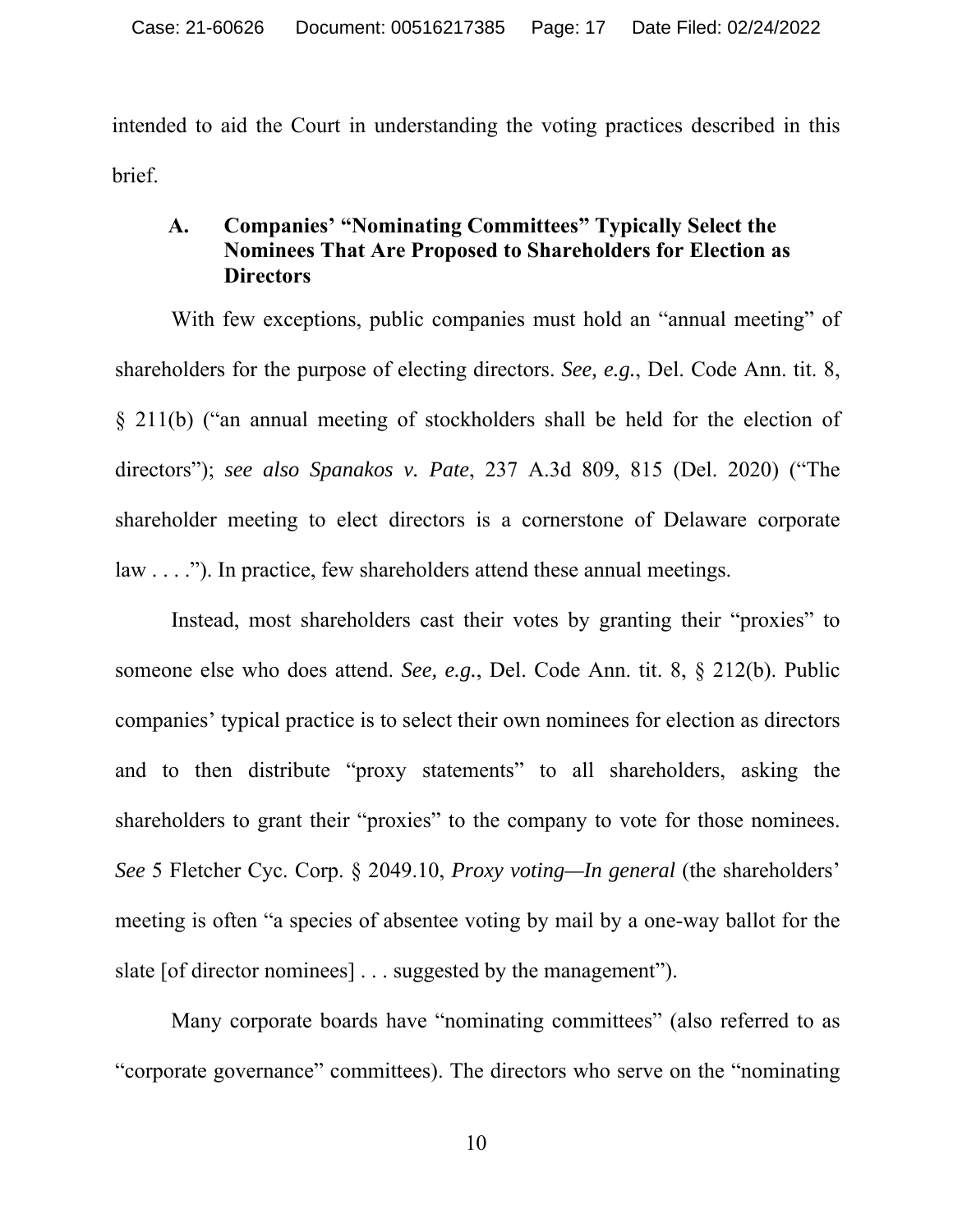intended to aid the Court in understanding the voting practices described in this brief.

### A. Companies' "Nominating Committees" Typically Select the Nominees That Are Proposed to Shareholders for Election as Directors

With few exceptions, public companies must hold an "annual meeting" of shareholders for the purpose of electing directors. *See, e.g.*, Del. Code Ann. tit. 8, § 211(b) ("an annual meeting of stockholders shall be held for the election of directors"); *see also Spanakos v. Pate*, 237 A.3d 809, 815 (Del. 2020) ("The shareholder meeting to elect directors is a cornerstone of Delaware corporate law . . . ."). In practice, few shareholders attend these annual meetings.

Instead, most shareholders cast their votes by granting their "proxies" to someone else who does attend. *See, e.g.*, Del. Code Ann. tit. 8, § 212(b). Public companies' typical practice is to select their own nominees for election as directors and to then distribute "proxy statements" to all shareholders, asking the shareholders to grant their "proxies" to the company to vote for those nominees. *See* 5 Fletcher Cyc. Corp. § 2049.10, *Proxy voting—In general* (the shareholders' meeting is often "a species of absentee voting by mail by a one-way ballot for the slate [of director nominees] . . . suggested by the management").

Many corporate boards have "nominating committees" (also referred to as "corporate governance" committees). The directors who serve on the "nominating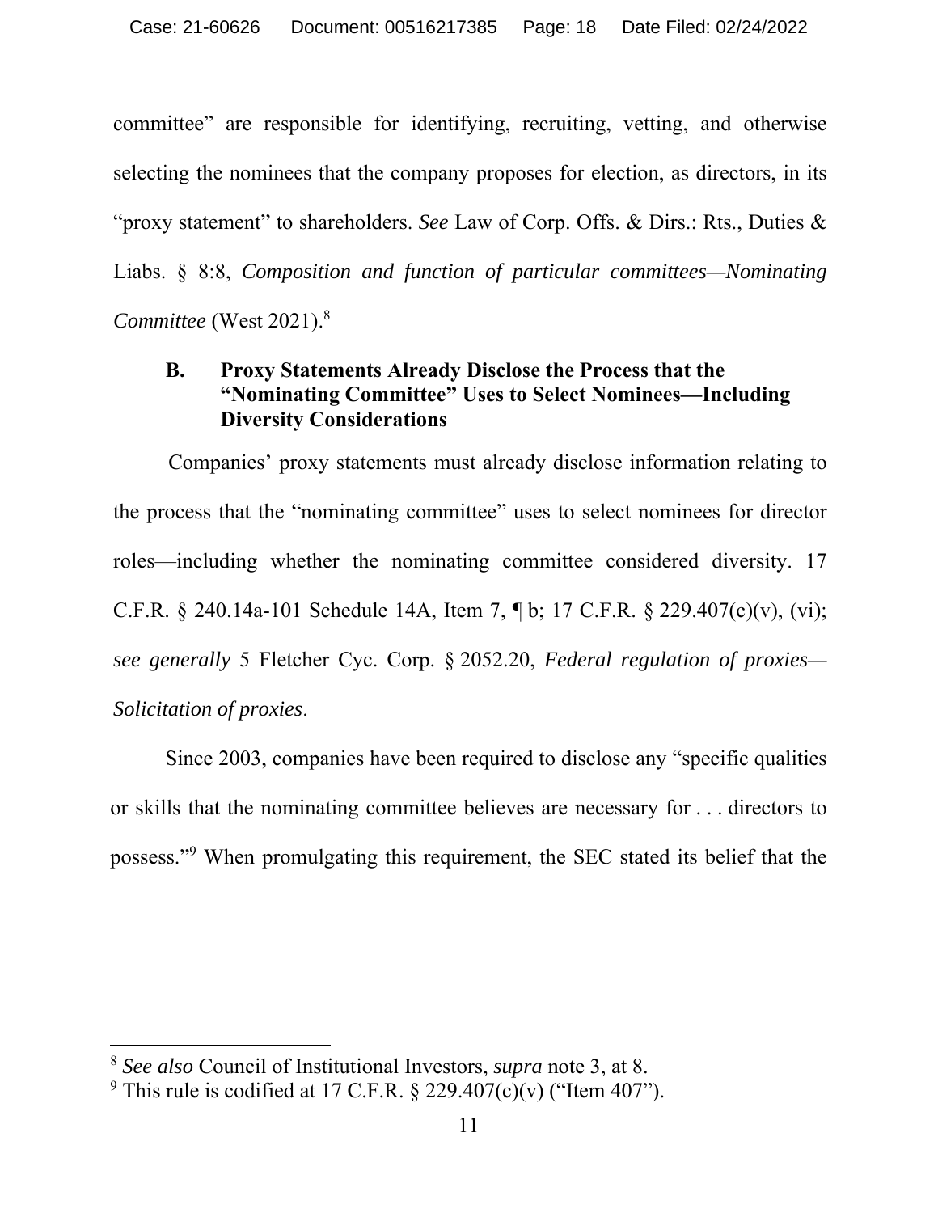committee" are responsible for identifying, recruiting, vetting, and otherwise selecting the nominees that the company proposes for election, as directors, in its "proxy statement" to shareholders. *See* Law of Corp. Offs. & Dirs.: Rts., Duties & Liabs. § 8:8, *Composition and function of particular committees—Nominating Committee* (West 2021).[8]

### B. Proxy Statements Already Disclose the Process that the "Nominating Committee" Uses to Select Nominees—Including Diversity Considerations

Companies' proxy statements must already disclose information relating to the process that the "nominating committee" uses to select nominees for director roles—including whether the nominating committee considered diversity. 17 C.F.R. § 240.14a-101 Schedule 14A, Item 7, ¶ b; 17 C.F.R. § 229.407(c)(v), (vi); *see generally* 5 Fletcher Cyc. Corp. § 2052.20, *Federal regulation of proxies—Solicitation of proxies*.

Since 2003, companies have been required to disclose any "specific qualities or skills that the nominating committee believes are necessary for . . . directors to possess."[9] When promulgating this requirement, the SEC stated its belief that the

---

[8] *See also* Council of Institutional Investors, *supra* note 3, at 8.

[9] This rule is codified at 17 C.F.R. § 229.407(c)(v) ("Item 407").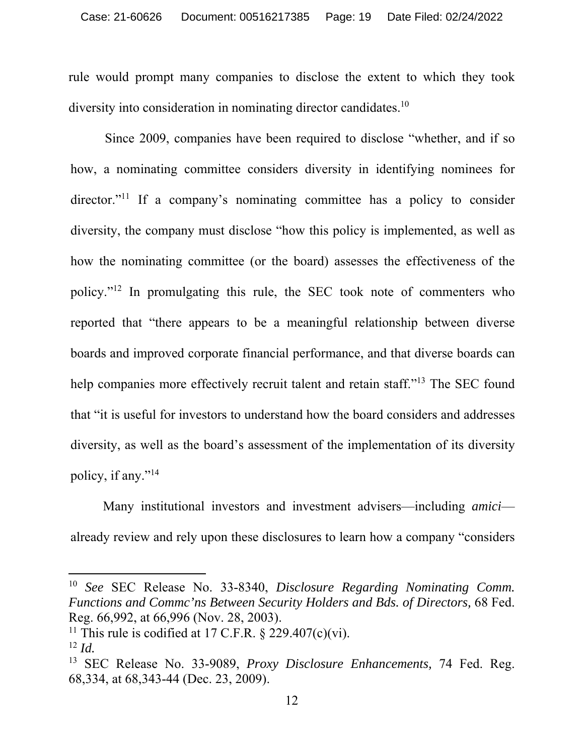rule would prompt many companies to disclose the extent to which they took diversity into consideration in nominating director candidates.[10]

Since 2009, companies have been required to disclose "whether, and if so how, a nominating committee considers diversity in identifying nominees for director."[11] If a company's nominating committee has a policy to consider diversity, the company must disclose "how this policy is implemented, as well as how the nominating committee (or the board) assesses the effectiveness of the policy."[12] In promulgating this rule, the SEC took note of commenters who reported that "there appears to be a meaningful relationship between diverse boards and improved corporate financial performance, and that diverse boards can help companies more effectively recruit talent and retain staff."[13] The SEC found that "it is useful for investors to understand how the board considers and addresses diversity, as well as the board's assessment of the implementation of its diversity policy, if any."[14]

Many institutional investors and investment advisers—including *amici*—already review and rely upon these disclosures to learn how a company "considers

---

[10] *See* SEC Release No. 33-8340, *Disclosure Regarding Nominating Comm. Functions and Commc'ns Between Security Holders and Bds. of Directors,* 68 Fed. Reg. 66,992, at 66,996 (Nov. 28, 2003).

[11] This rule is codified at 17 C.F.R. § 229.407(c)(vi).

[12] *Id.*

[13] SEC Release No. 33-9089, *Proxy Disclosure Enhancements,* 74 Fed. Reg. 68,334, at 68,343-44 (Dec. 23, 2009).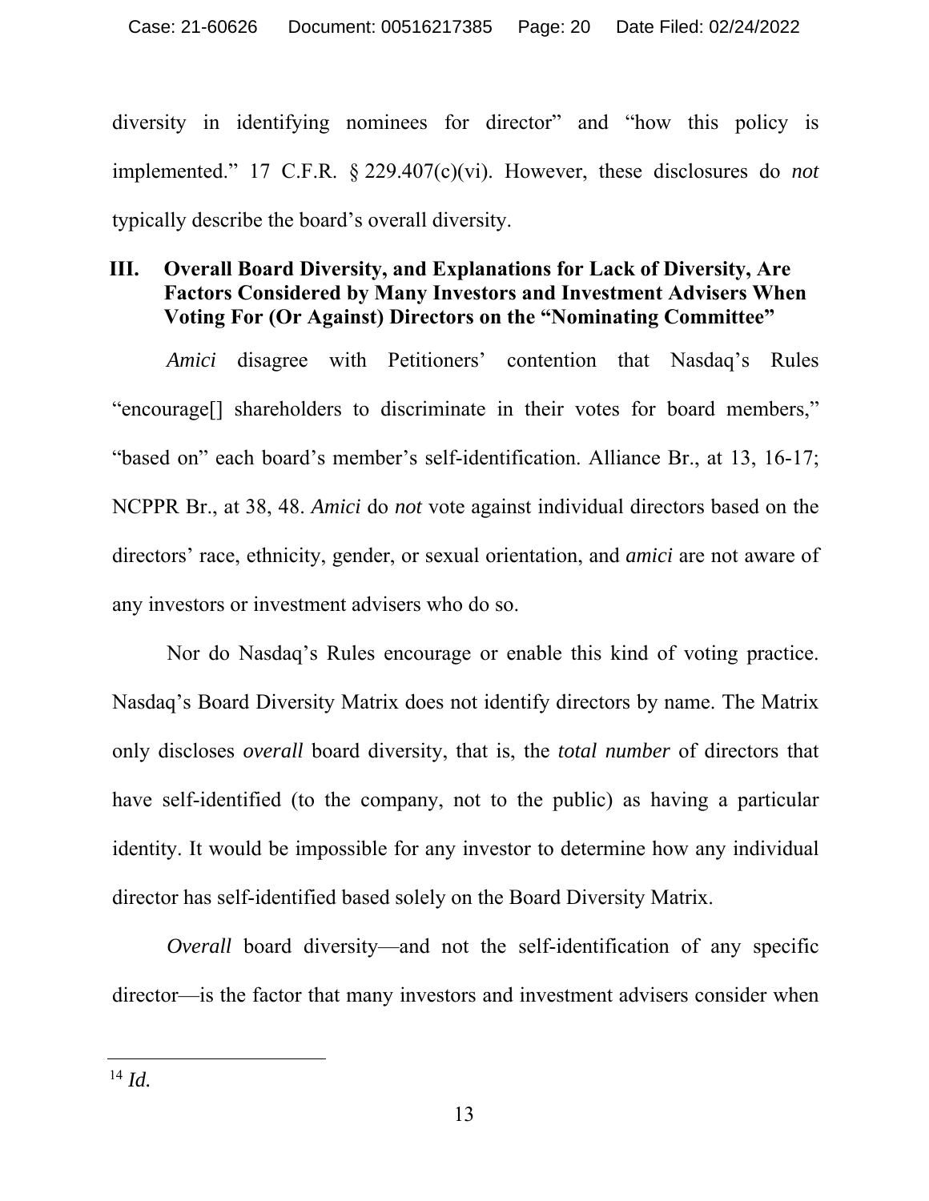diversity in identifying nominees for director" and "how this policy is implemented." 17 C.F.R. § 229.407(c)(vi). However, these disclosures do *not* typically describe the board's overall diversity.

## III. Overall Board Diversity, and Explanations for Lack of Diversity, Are Factors Considered by Many Investors and Investment Advisers When Voting For (Or Against) Directors on the "Nominating Committee"

*Amici* disagree with Petitioners' contention that Nasdaq's Rules "encourage[] shareholders to discriminate in their votes for board members," "based on" each board's member's self-identification. Alliance Br., at 13, 16-17; NCPPR Br., at 38, 48. *Amici* do *not* vote against individual directors based on the directors' race, ethnicity, gender, or sexual orientation, and *amici* are not aware of any investors or investment advisers who do so.

Nor do Nasdaq's Rules encourage or enable this kind of voting practice. Nasdaq's Board Diversity Matrix does not identify directors by name. The Matrix only discloses *overall* board diversity, that is, the *total number* of directors that have self-identified (to the company, not to the public) as having a particular identity. It would be impossible for any investor to determine how any individual director has self-identified based solely on the Board Diversity Matrix.

*Overall* board diversity—and not the self-identification of any specific director—is the factor that many investors and investment advisers consider when

[14] *Id.*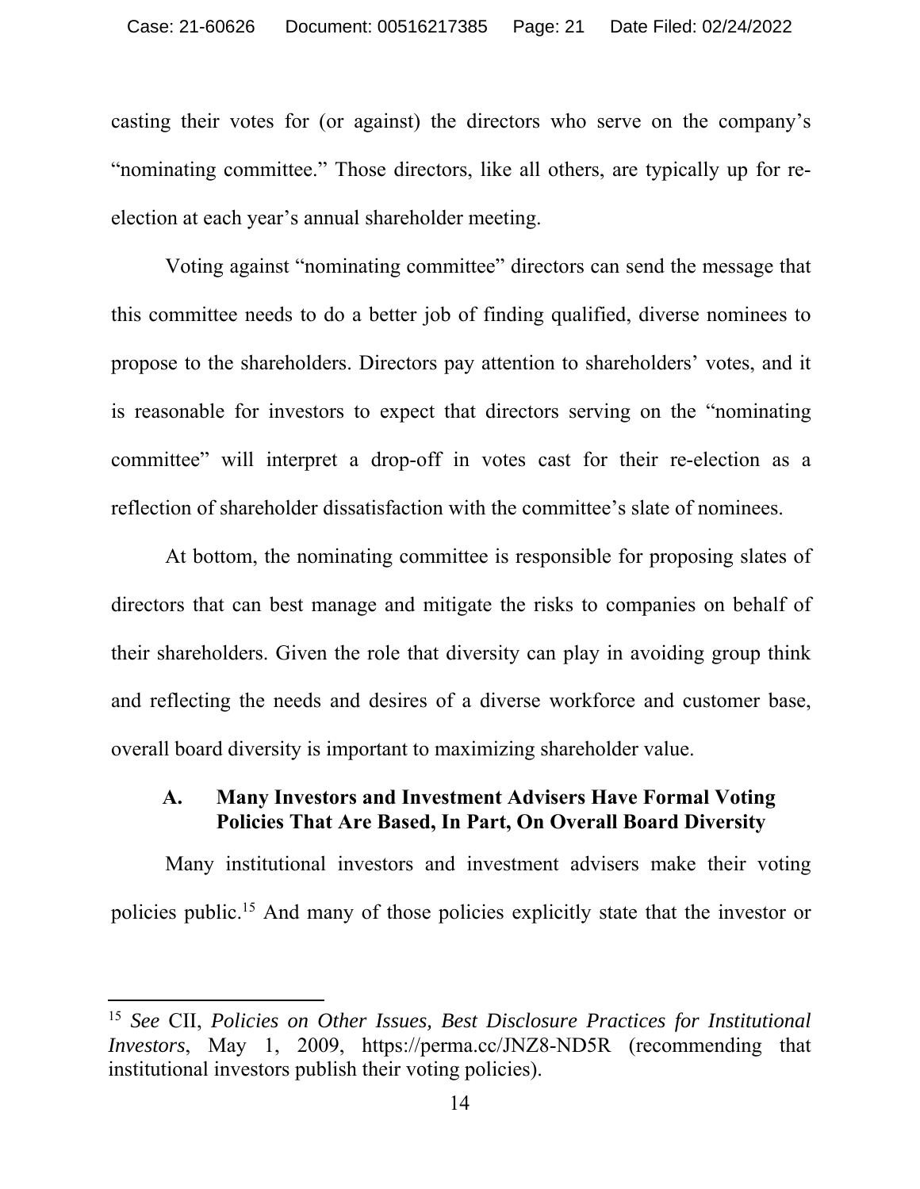casting their votes for (or against) the directors who serve on the company's "nominating committee." Those directors, like all others, are typically up for re-election at each year's annual shareholder meeting.

Voting against "nominating committee" directors can send the message that this committee needs to do a better job of finding qualified, diverse nominees to propose to the shareholders. Directors pay attention to shareholders' votes, and it is reasonable for investors to expect that directors serving on the "nominating committee" will interpret a drop-off in votes cast for their re-election as a reflection of shareholder dissatisfaction with the committee's slate of nominees.

At bottom, the nominating committee is responsible for proposing slates of directors that can best manage and mitigate the risks to companies on behalf of their shareholders. Given the role that diversity can play in avoiding group think and reflecting the needs and desires of a diverse workforce and customer base, overall board diversity is important to maximizing shareholder value.

### A. Many Investors and Investment Advisers Have Formal Voting Policies That Are Based, In Part, On Overall Board Diversity

Many institutional investors and investment advisers make their voting policies public.[15] And many of those policies explicitly state that the investor or

---

[15] *See* CII, *Policies on Other Issues, Best Disclosure Practices for Institutional Investors*, May 1, 2009, https://perma.cc/JNZ8-ND5R (recommending that institutional investors publish their voting policies).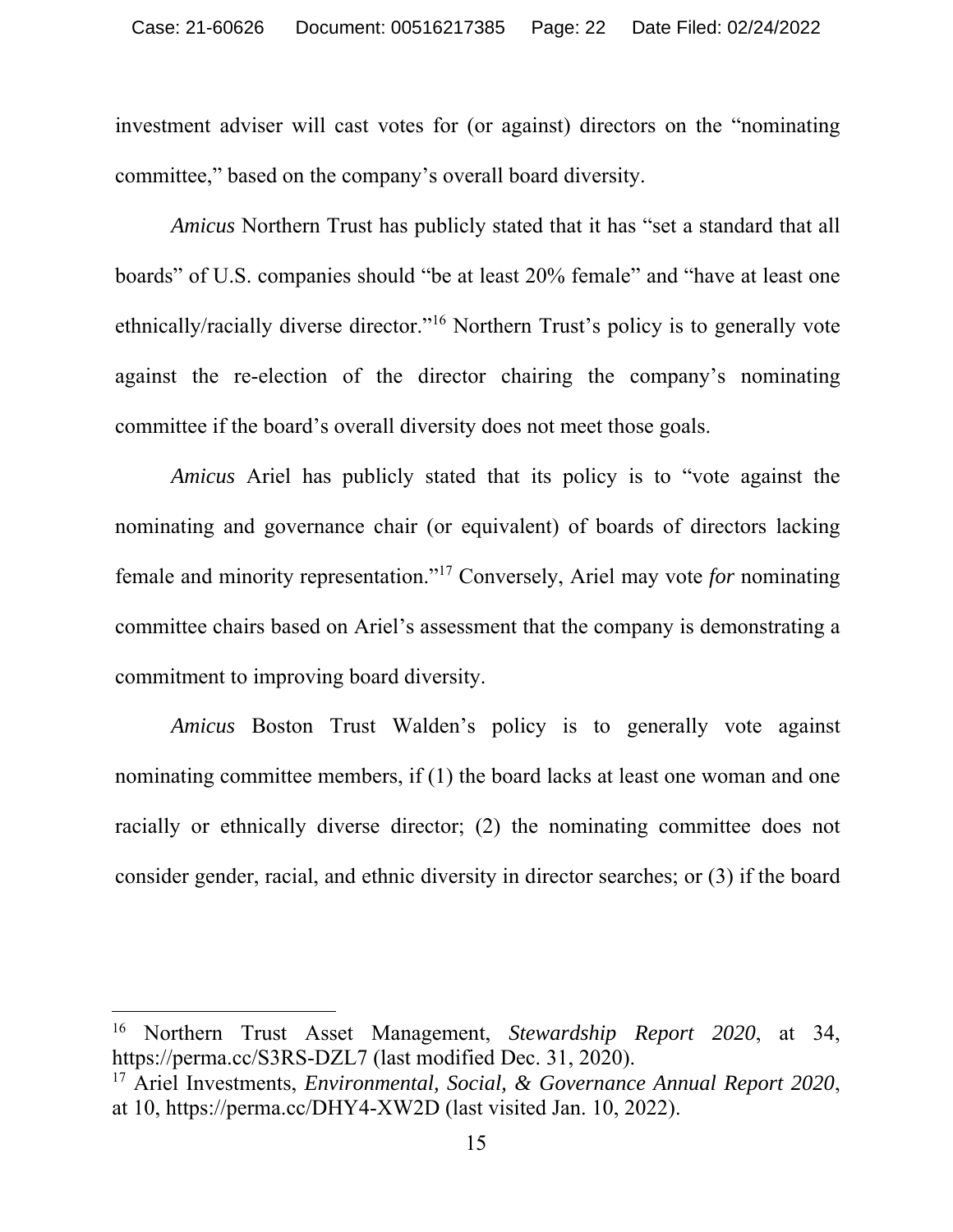investment adviser will cast votes for (or against) directors on the "nominating committee," based on the company's overall board diversity.

*Amicus* Northern Trust has publicly stated that it has "set a standard that all boards" of U.S. companies should "be at least 20% female" and "have at least one ethnically/racially diverse director."[16] Northern Trust's policy is to generally vote against the re-election of the director chairing the company's nominating committee if the board's overall diversity does not meet those goals.

*Amicus* Ariel has publicly stated that its policy is to "vote against the nominating and governance chair (or equivalent) of boards of directors lacking female and minority representation."[17] Conversely, Ariel may vote *for* nominating committee chairs based on Ariel's assessment that the company is demonstrating a commitment to improving board diversity.

*Amicus* Boston Trust Walden's policy is to generally vote against nominating committee members, if (1) the board lacks at least one woman and one racially or ethnically diverse director; (2) the nominating committee does not consider gender, racial, and ethnic diversity in director searches; or (3) if the board

---

[16] Northern Trust Asset Management, *Stewardship Report 2020*, at 34, https://perma.cc/S3RS-DZL7 (last modified Dec. 31, 2020).

[17] Ariel Investments, *Environmental, Social, & Governance Annual Report 2020*, at 10, https://perma.cc/DHY4-XW2D (last visited Jan. 10, 2022).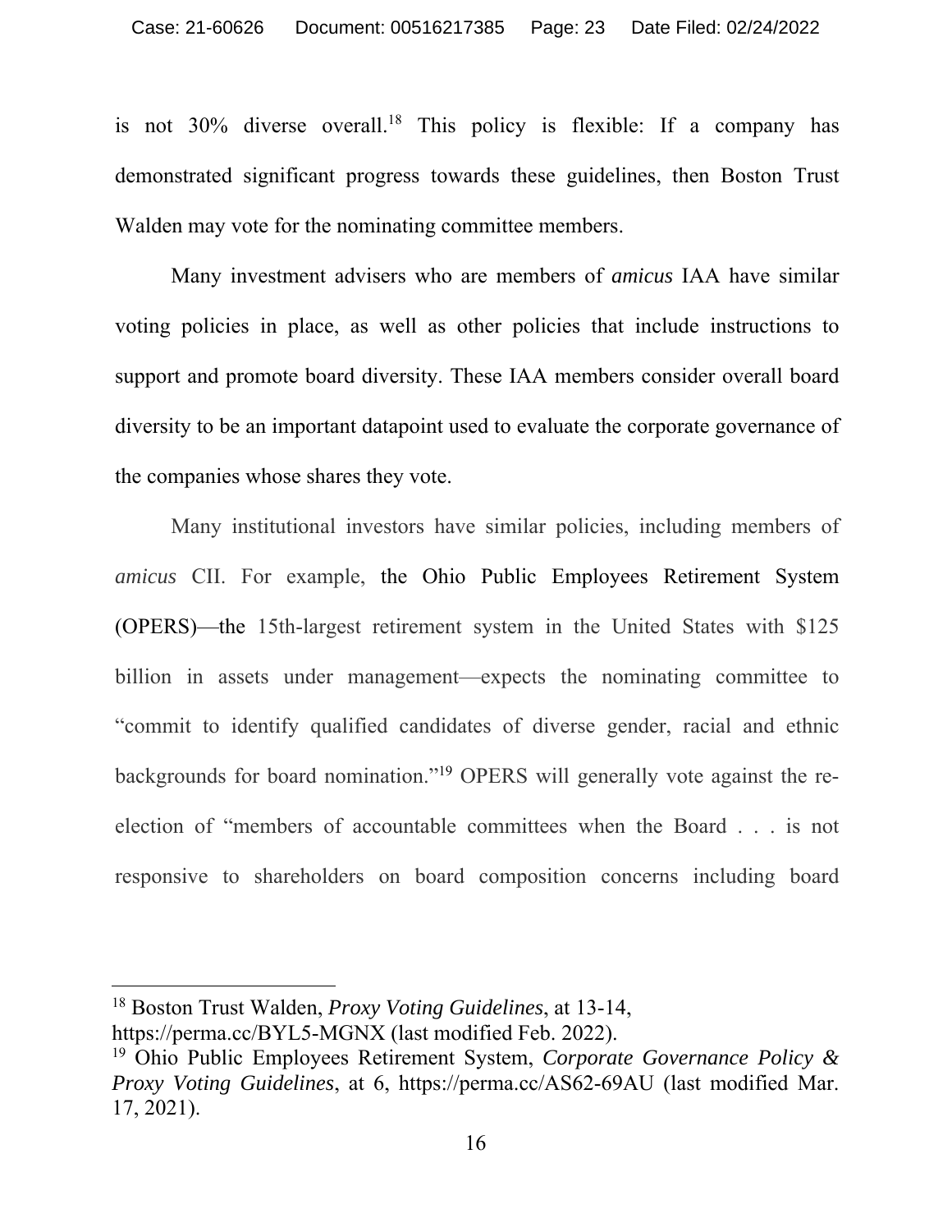is not 30% diverse overall.[18] This policy is flexible: If a company has demonstrated significant progress towards these guidelines, then Boston Trust Walden may vote for the nominating committee members.

Many investment advisers who are members of *amicus* IAA have similar voting policies in place, as well as other policies that include instructions to support and promote board diversity. These IAA members consider overall board diversity to be an important datapoint used to evaluate the corporate governance of the companies whose shares they vote.

Many institutional investors have similar policies, including members of *amicus* CII. For example, the Ohio Public Employees Retirement System (OPERS)—the 15th-largest retirement system in the United States with $125 billion in assets under management—expects the nominating committee to "commit to identify qualified candidates of diverse gender, racial and ethnic backgrounds for board nomination."[19] OPERS will generally vote against the re-election of "members of accountable committees when the Board . . . is not responsive to shareholders on board composition concerns including board

---

[18] Boston Trust Walden, *Proxy Voting Guidelines*, at 13-14, https://perma.cc/BYL5-MGNX (last modified Feb. 2022).

[19] Ohio Public Employees Retirement System, *Corporate Governance Policy & Proxy Voting Guidelines*, at 6, https://perma.cc/AS62-69AU (last modified Mar. 17, 2021).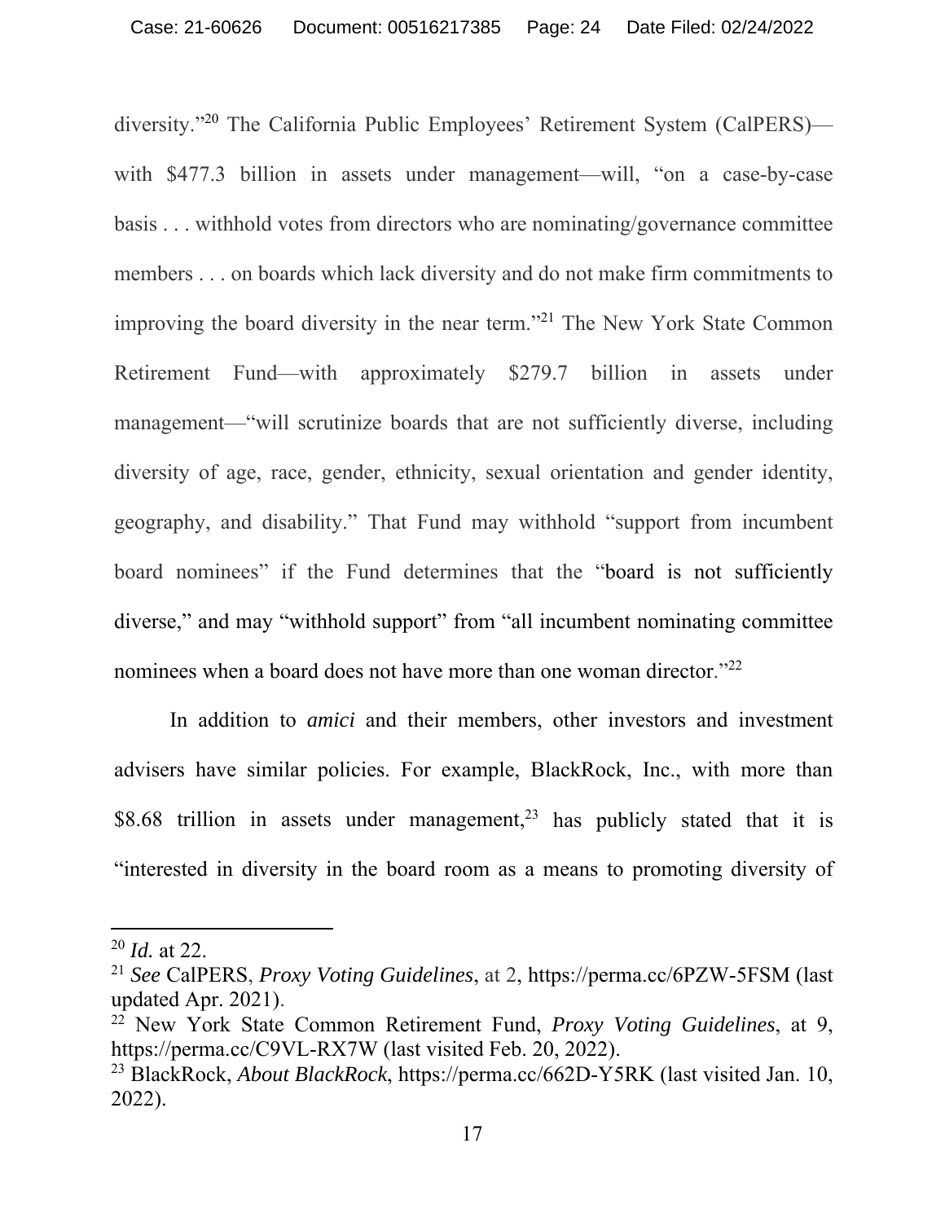diversity."[20] The California Public Employees' Retirement System (CalPERS)—with $477.3 billion in assets under management—will, "on a case-by-case basis . . . withhold votes from directors who are nominating/governance committee members . . . on boards which lack diversity and do not make firm commitments to improving the board diversity in the near term."[21] The New York State Common Retirement Fund—with approximately $279.7 billion in assets under management—"will scrutinize boards that are not sufficiently diverse, including diversity of age, race, gender, ethnicity, sexual orientation and gender identity, geography, and disability." That Fund may withhold "support from incumbent board nominees" if the Fund determines that the "board is not sufficiently diverse," and may "withhold support" from "all incumbent nominating committee nominees when a board does not have more than one woman director."[22]

In addition to *amici* and their members, other investors and investment advisers have similar policies. For example, BlackRock, Inc., with more than $8.68 trillion in assets under management,[23] has publicly stated that it is "interested in diversity in the board room as a means to promoting diversity of

---

[20] *Id.* at 22.

[21] *See* CalPERS, *Proxy Voting Guidelines*, at 2, https://perma.cc/6PZW-5FSM (last updated Apr. 2021).

[22] New York State Common Retirement Fund, *Proxy Voting Guidelines*, at 9, https://perma.cc/C9VL-RX7W (last visited Feb. 20, 2022).

[23] BlackRock, *About BlackRock*, https://perma.cc/662D-Y5RK (last visited Jan. 10, 2022).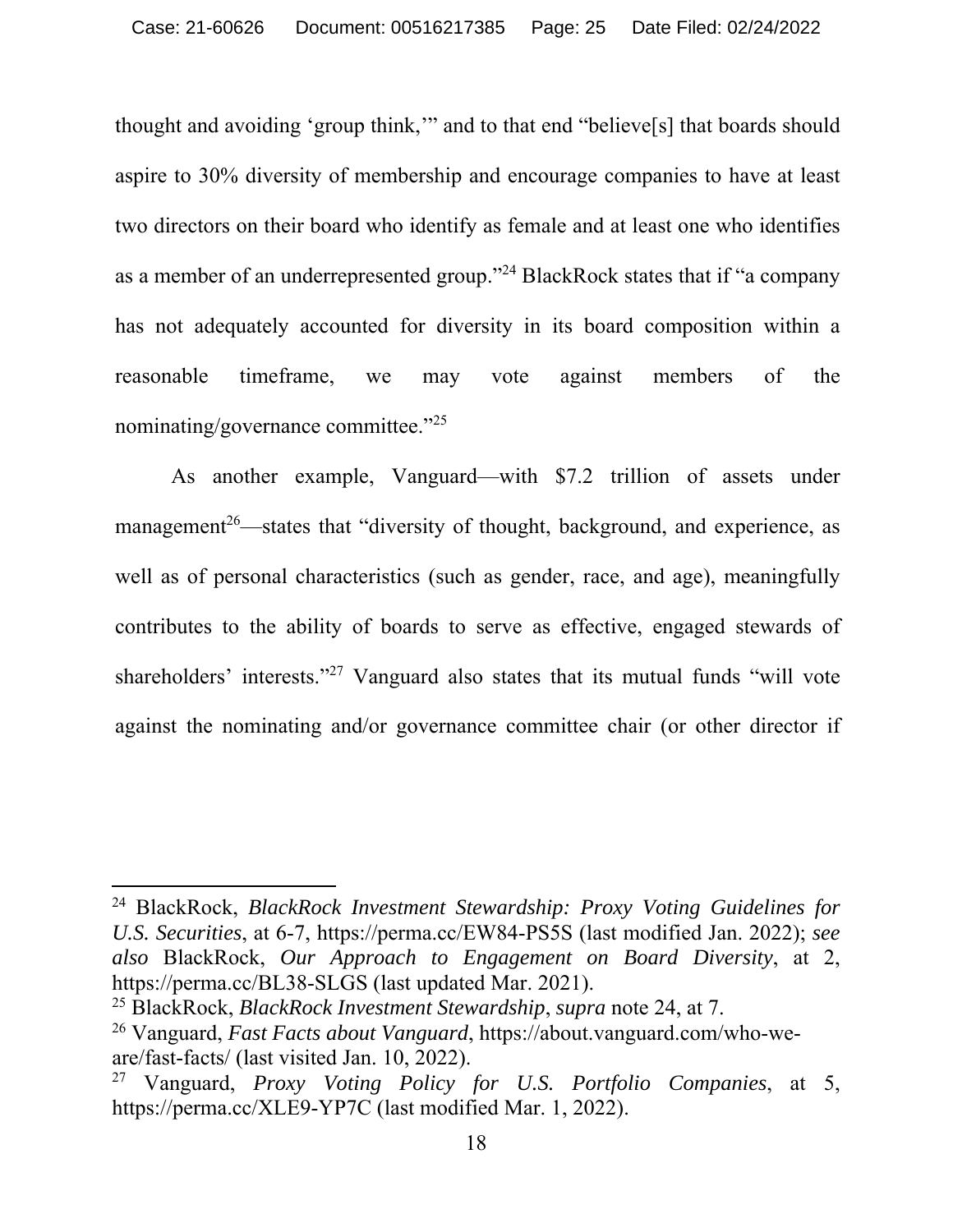thought and avoiding 'group think,'" and to that end "believe[s] that boards should aspire to 30% diversity of membership and encourage companies to have at least two directors on their board who identify as female and at least one who identifies as a member of an underrepresented group."[24] BlackRock states that if "a company has not adequately accounted for diversity in its board composition within a reasonable timeframe, we may vote against members of the nominating/governance committee."[25]

As another example, Vanguard—with $7.2 trillion of assets under management[26]—states that "diversity of thought, background, and experience, as well as of personal characteristics (such as gender, race, and age), meaningfully contributes to the ability of boards to serve as effective, engaged stewards of shareholders' interests."[27] Vanguard also states that its mutual funds "will vote against the nominating and/or governance committee chair (or other director if

---

[24] BlackRock, *BlackRock Investment Stewardship: Proxy Voting Guidelines for U.S. Securities*, at 6-7, https://perma.cc/EW84-PS5S (last modified Jan. 2022); *see also* BlackRock, *Our Approach to Engagement on Board Diversity*, at 2, https://perma.cc/BL38-SLGS (last updated Mar. 2021).

[25] BlackRock, *BlackRock Investment Stewardship*, *supra* note 24, at 7.

[26] Vanguard, *Fast Facts about Vanguard*, https://about.vanguard.com/who-we-are/fast-facts/ (last visited Jan. 10, 2022).

[27] Vanguard, *Proxy Voting Policy for U.S. Portfolio Companies*, at 5, https://perma.cc/XLE9-YP7C (last modified Mar. 1, 2022).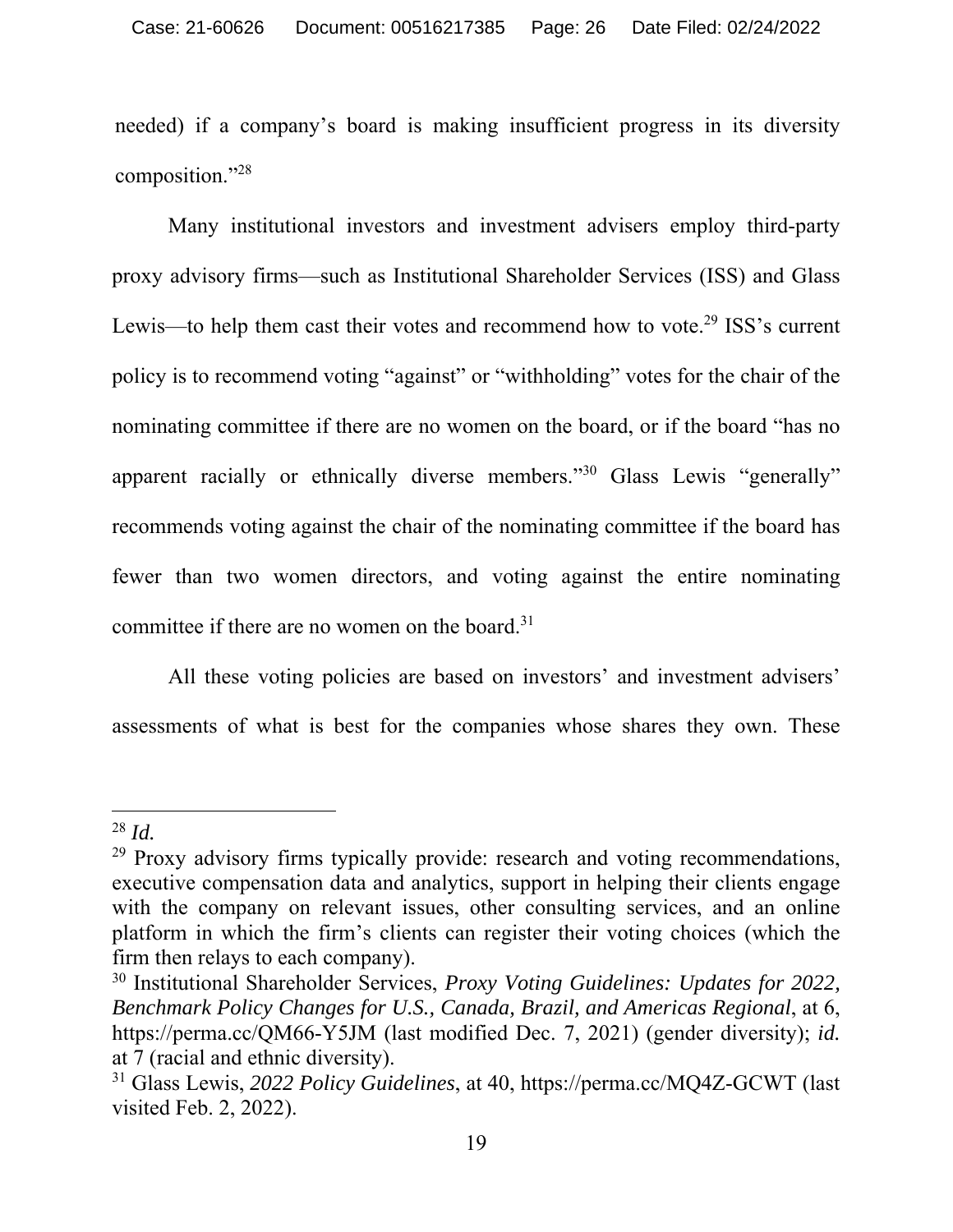needed) if a company's board is making insufficient progress in its diversity composition."[28]

Many institutional investors and investment advisers employ third-party proxy advisory firms—such as Institutional Shareholder Services (ISS) and Glass Lewis—to help them cast their votes and recommend how to vote.[29] ISS's current policy is to recommend voting "against" or "withholding" votes for the chair of the nominating committee if there are no women on the board, or if the board "has no apparent racially or ethnically diverse members."[30] Glass Lewis "generally" recommends voting against the chair of the nominating committee if the board has fewer than two women directors, and voting against the entire nominating committee if there are no women on the board.[31]

All these voting policies are based on investors' and investment advisers' assessments of what is best for the companies whose shares they own. These

---

[28] *Id.*

[29] Proxy advisory firms typically provide: research and voting recommendations, executive compensation data and analytics, support in helping their clients engage with the company on relevant issues, other consulting services, and an online platform in which the firm's clients can register their voting choices (which the firm then relays to each company).

[30] Institutional Shareholder Services, *Proxy Voting Guidelines: Updates for 2022, Benchmark Policy Changes for U.S., Canada, Brazil, and Americas Regional*, at 6, https://perma.cc/QM66-Y5JM (last modified Dec. 7, 2021) (gender diversity); *id.* at 7 (racial and ethnic diversity).

[31] Glass Lewis, *2022 Policy Guidelines*, at 40, https://perma.cc/MQ4Z-GCWT (last visited Feb. 2, 2022).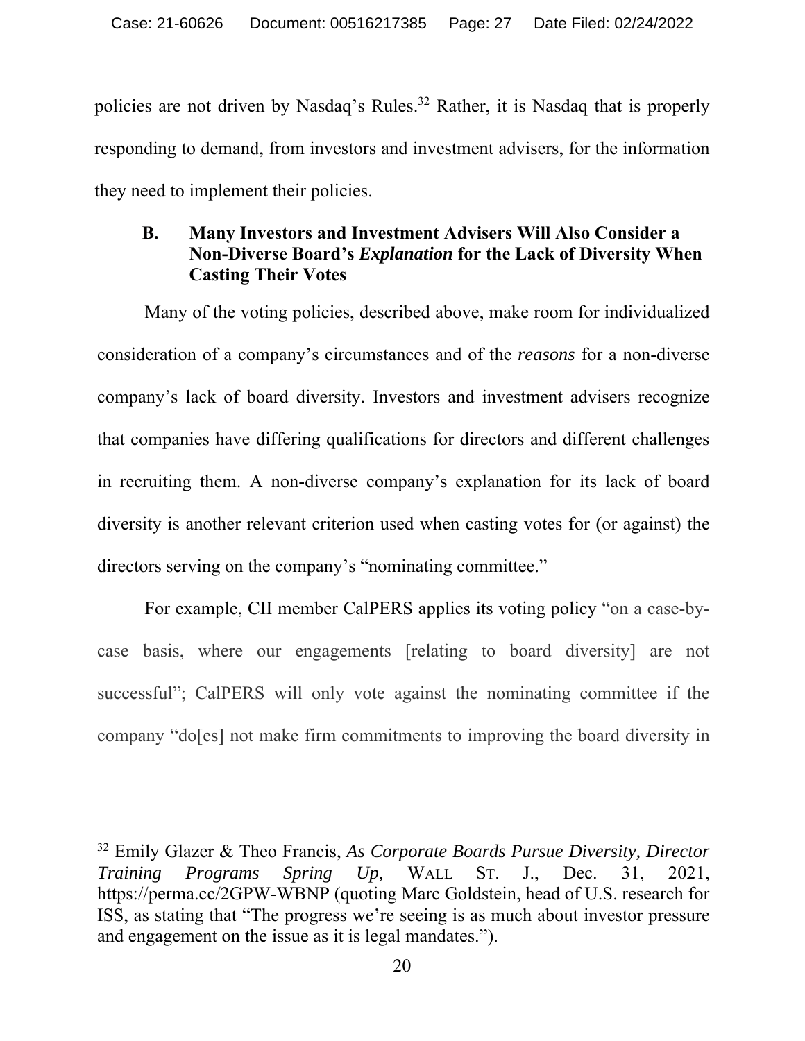policies are not driven by Nasdaq's Rules.[32] Rather, it is Nasdaq that is properly responding to demand, from investors and investment advisers, for the information they need to implement their policies.

### B. Many Investors and Investment Advisers Will Also Consider a Non-Diverse Board's *Explanation* for the Lack of Diversity When Casting Their Votes

Many of the voting policies, described above, make room for individualized consideration of a company's circumstances and of the *reasons* for a non-diverse company's lack of board diversity. Investors and investment advisers recognize that companies have differing qualifications for directors and different challenges in recruiting them. A non-diverse company's explanation for its lack of board diversity is another relevant criterion used when casting votes for (or against) the directors serving on the company's "nominating committee."

For example, CII member CalPERS applies its voting policy "on a case-by-case basis, where our engagements [relating to board diversity] are not successful"; CalPERS will only vote against the nominating committee if the company "do[es] not make firm commitments to improving the board diversity in

---

[32] Emily Glazer & Theo Francis, *As Corporate Boards Pursue Diversity, Director Training Programs Spring Up,* WALL ST. J., Dec. 31, 2021, https://perma.cc/2GPW-WBNP (quoting Marc Goldstein, head of U.S. research for ISS, as stating that "The progress we're seeing is as much about investor pressure and engagement on the issue as it is legal mandates.").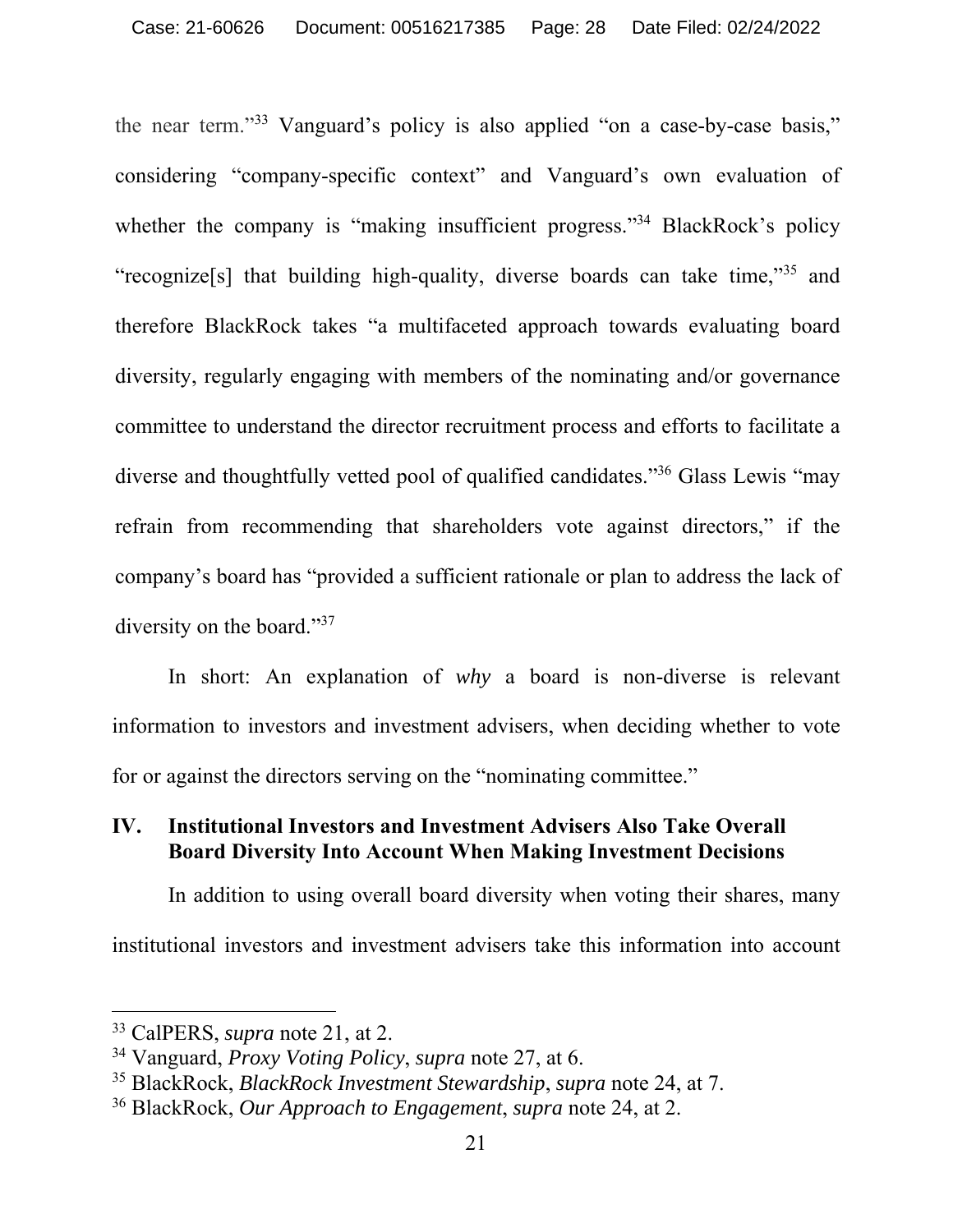the near term."[33] Vanguard's policy is also applied "on a case-by-case basis," considering "company-specific context" and Vanguard's own evaluation of whether the company is "making insufficient progress."[34] BlackRock's policy "recognize[s] that building high-quality, diverse boards can take time,"[35] and therefore BlackRock takes "a multifaceted approach towards evaluating board diversity, regularly engaging with members of the nominating and/or governance committee to understand the director recruitment process and efforts to facilitate a diverse and thoughtfully vetted pool of qualified candidates."[36] Glass Lewis "may refrain from recommending that shareholders vote against directors," if the company's board has "provided a sufficient rationale or plan to address the lack of diversity on the board."[37]

In short: An explanation of *why* a board is non-diverse is relevant information to investors and investment advisers, when deciding whether to vote for or against the directors serving on the "nominating committee."

## IV. Institutional Investors and Investment Advisers Also Take Overall Board Diversity Into Account When Making Investment Decisions

In addition to using overall board diversity when voting their shares, many institutional investors and investment advisers take this information into account

---

[33] CalPERS, *supra* note 21, at 2.

[34] Vanguard, *Proxy Voting Policy*, *supra* note 27, at 6.

[35] BlackRock, *BlackRock Investment Stewardship*, *supra* note 24, at 7.

[36] BlackRock, *Our Approach to Engagement*, *supra* note 24, at 2.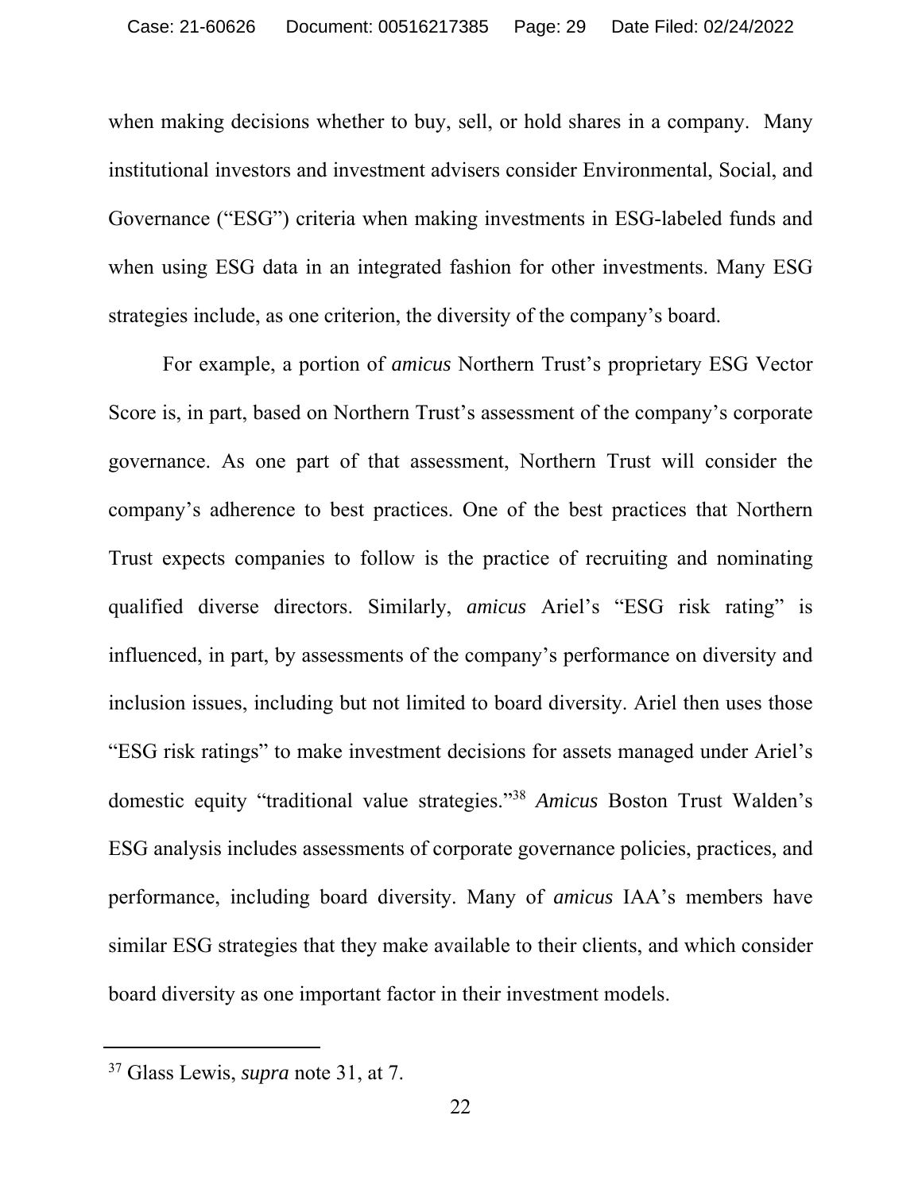when making decisions whether to buy, sell, or hold shares in a company. Many institutional investors and investment advisers consider Environmental, Social, and Governance ("ESG") criteria when making investments in ESG-labeled funds and when using ESG data in an integrated fashion for other investments. Many ESG strategies include, as one criterion, the diversity of the company's board.

For example, a portion of *amicus* Northern Trust's proprietary ESG Vector Score is, in part, based on Northern Trust's assessment of the company's corporate governance. As one part of that assessment, Northern Trust will consider the company's adherence to best practices. One of the best practices that Northern Trust expects companies to follow is the practice of recruiting and nominating qualified diverse directors. Similarly, *amicus* Ariel's "ESG risk rating" is influenced, in part, by assessments of the company's performance on diversity and inclusion issues, including but not limited to board diversity. Ariel then uses those "ESG risk ratings" to make investment decisions for assets managed under Ariel's domestic equity "traditional value strategies."[38] *Amicus* Boston Trust Walden's ESG analysis includes assessments of corporate governance policies, practices, and performance, including board diversity. Many of *amicus* IAA's members have similar ESG strategies that they make available to their clients, and which consider board diversity as one important factor in their investment models.

---

[37] Glass Lewis, *supra* note 31, at 7.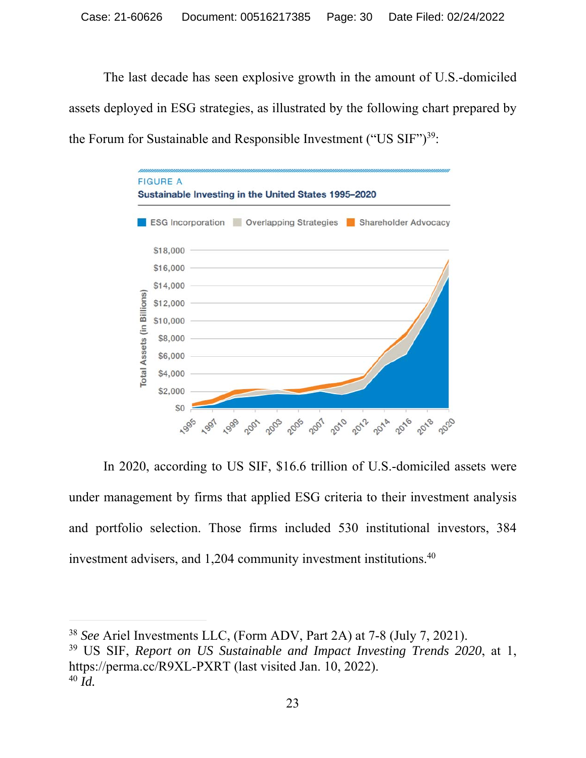The last decade has seen explosive growth in the amount of U.S.-domiciled assets deployed in ESG strategies, as illustrated by the following chart prepared by the Forum for Sustainable and Responsible Investment ("US SIF")[39]:

FIGURE A

**Sustainable Investing in the United States 1995–2020**

In 2020, according to US SIF, $16.6 trillion of U.S.-domiciled assets were under management by firms that applied ESG criteria to their investment analysis and portfolio selection. Those firms included 530 institutional investors, 384 investment advisers, and 1,204 community investment institutions.[40]

---

[38] *See* Ariel Investments LLC, (Form ADV, Part 2A) at 7-8 (July 7, 2021).

[39] US SIF, *Report on US Sustainable and Impact Investing Trends 2020*, at 1, https://perma.cc/R9XL-PXRT (last visited Jan. 10, 2022).

[40] *Id.*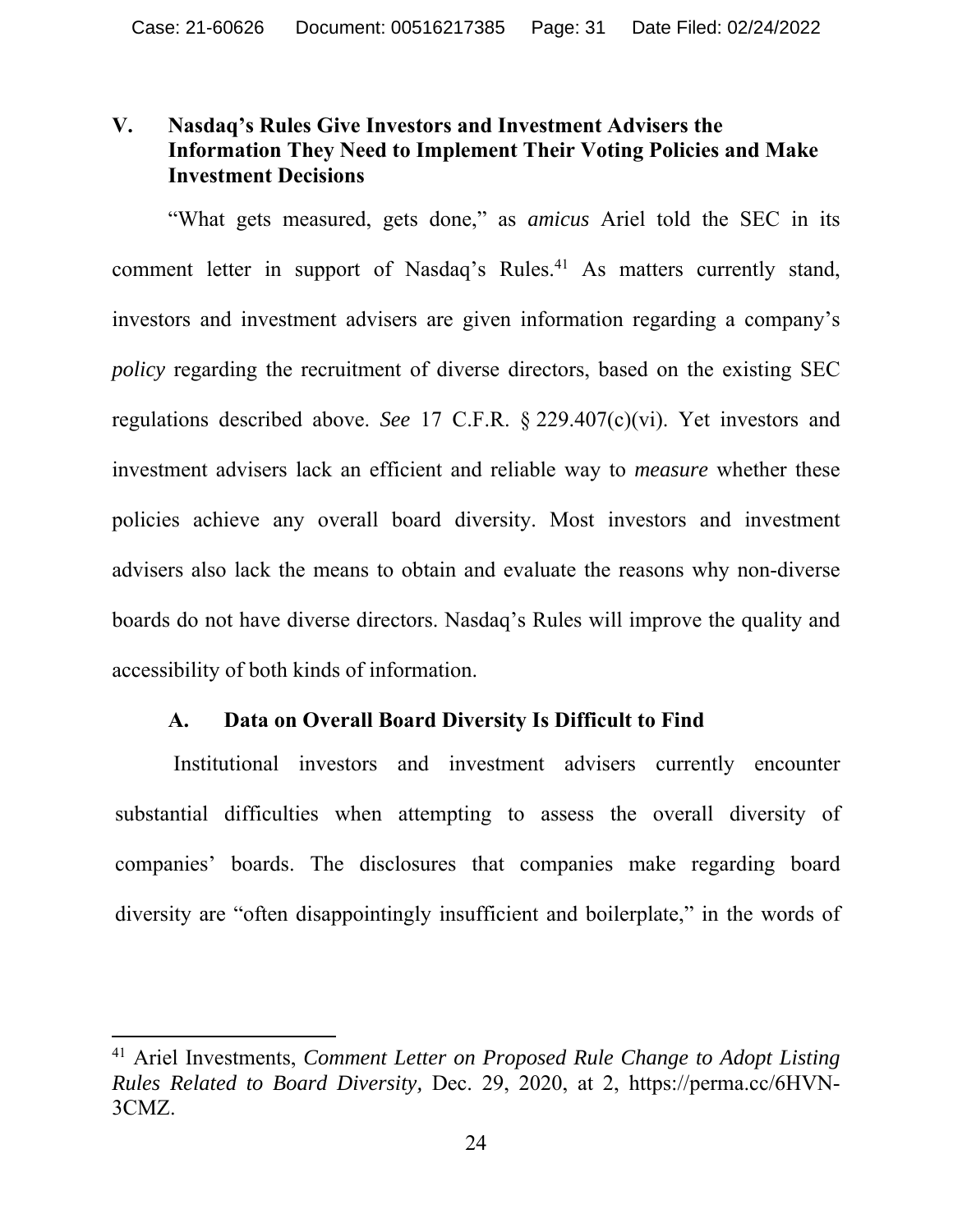## V. Nasdaq's Rules Give Investors and Investment Advisers the Information They Need to Implement Their Voting Policies and Make Investment Decisions

"What gets measured, gets done," as *amicus* Ariel told the SEC in its comment letter in support of Nasdaq's Rules.[41] As matters currently stand, investors and investment advisers are given information regarding a company's *policy* regarding the recruitment of diverse directors, based on the existing SEC regulations described above. *See* 17 C.F.R. § 229.407(c)(vi). Yet investors and investment advisers lack an efficient and reliable way to *measure* whether these policies achieve any overall board diversity. Most investors and investment advisers also lack the means to obtain and evaluate the reasons why non-diverse boards do not have diverse directors. Nasdaq's Rules will improve the quality and accessibility of both kinds of information.

### A. Data on Overall Board Diversity Is Difficult to Find

Institutional investors and investment advisers currently encounter substantial difficulties when attempting to assess the overall diversity of companies' boards. The disclosures that companies make regarding board diversity are "often disappointingly insufficient and boilerplate," in the words of

---

[41] Ariel Investments, *Comment Letter on Proposed Rule Change to Adopt Listing Rules Related to Board Diversity,* Dec. 29, 2020, at 2, https://perma.cc/6HVN-3CMZ.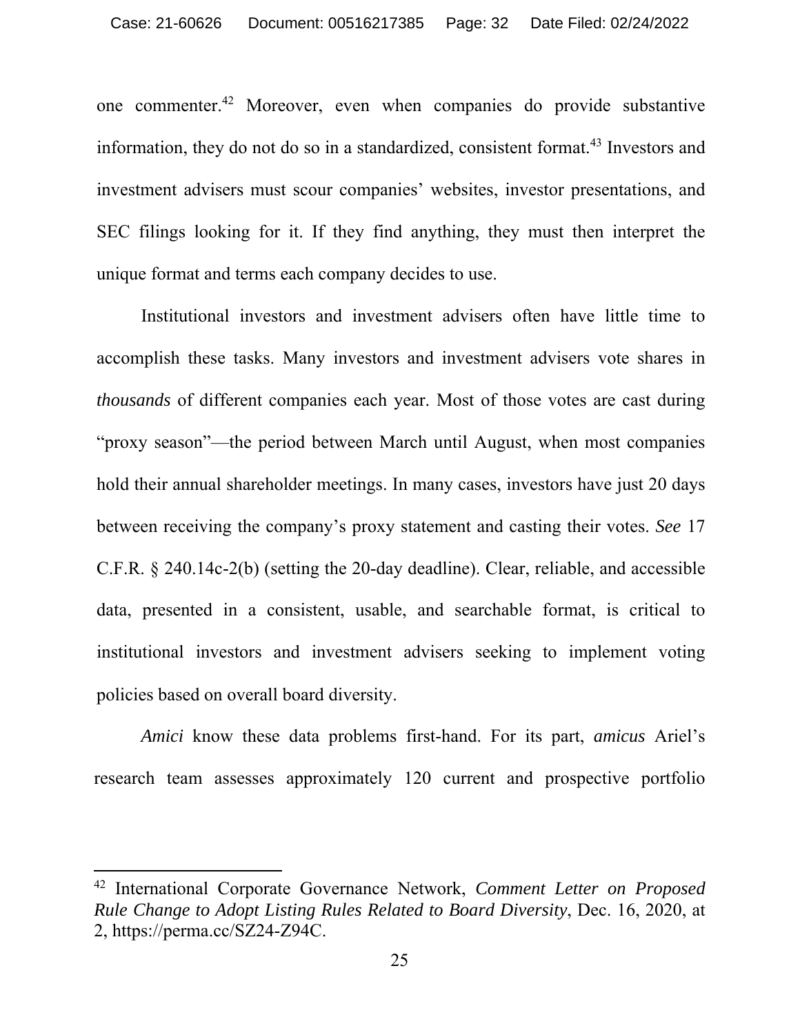one commenter.[42] Moreover, even when companies do provide substantive information, they do not do so in a standardized, consistent format.[43] Investors and investment advisers must scour companies' websites, investor presentations, and SEC filings looking for it. If they find anything, they must then interpret the unique format and terms each company decides to use.

Institutional investors and investment advisers often have little time to accomplish these tasks. Many investors and investment advisers vote shares in *thousands* of different companies each year. Most of those votes are cast during "proxy season"—the period between March until August, when most companies hold their annual shareholder meetings. In many cases, investors have just 20 days between receiving the company's proxy statement and casting their votes. *See* 17 C.F.R. § 240.14c-2(b) (setting the 20-day deadline). Clear, reliable, and accessible data, presented in a consistent, usable, and searchable format, is critical to institutional investors and investment advisers seeking to implement voting policies based on overall board diversity.

*Amici* know these data problems first-hand. For its part, *amicus* Ariel's research team assesses approximately 120 current and prospective portfolio

---

[42] International Corporate Governance Network, *Comment Letter on Proposed Rule Change to Adopt Listing Rules Related to Board Diversity*, Dec. 16, 2020, at 2, https://perma.cc/SZ24-Z94C.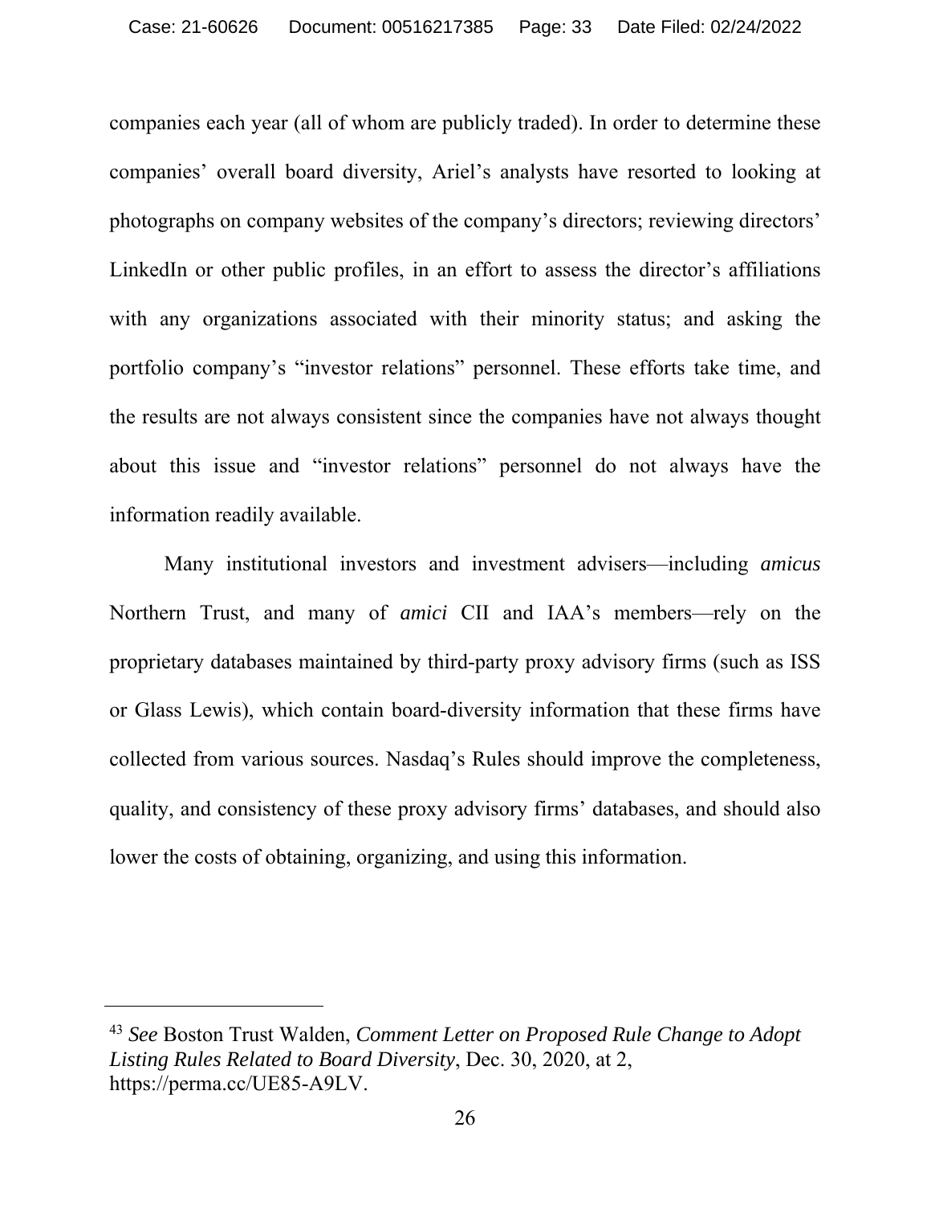companies each year (all of whom are publicly traded). In order to determine these companies' overall board diversity, Ariel's analysts have resorted to looking at photographs on company websites of the company's directors; reviewing directors' LinkedIn or other public profiles, in an effort to assess the director's affiliations with any organizations associated with their minority status; and asking the portfolio company's "investor relations" personnel. These efforts take time, and the results are not always consistent since the companies have not always thought about this issue and "investor relations" personnel do not always have the information readily available.

Many institutional investors and investment advisers—including *amicus* Northern Trust, and many of *amici* CII and IAA's members—rely on the proprietary databases maintained by third-party proxy advisory firms (such as ISS or Glass Lewis), which contain board-diversity information that these firms have collected from various sources. Nasdaq's Rules should improve the completeness, quality, and consistency of these proxy advisory firms' databases, and should also lower the costs of obtaining, organizing, and using this information.

---

[43] *See* Boston Trust Walden, *Comment Letter on Proposed Rule Change to Adopt Listing Rules Related to Board Diversity*, Dec. 30, 2020, at 2, https://perma.cc/UE85-A9LV.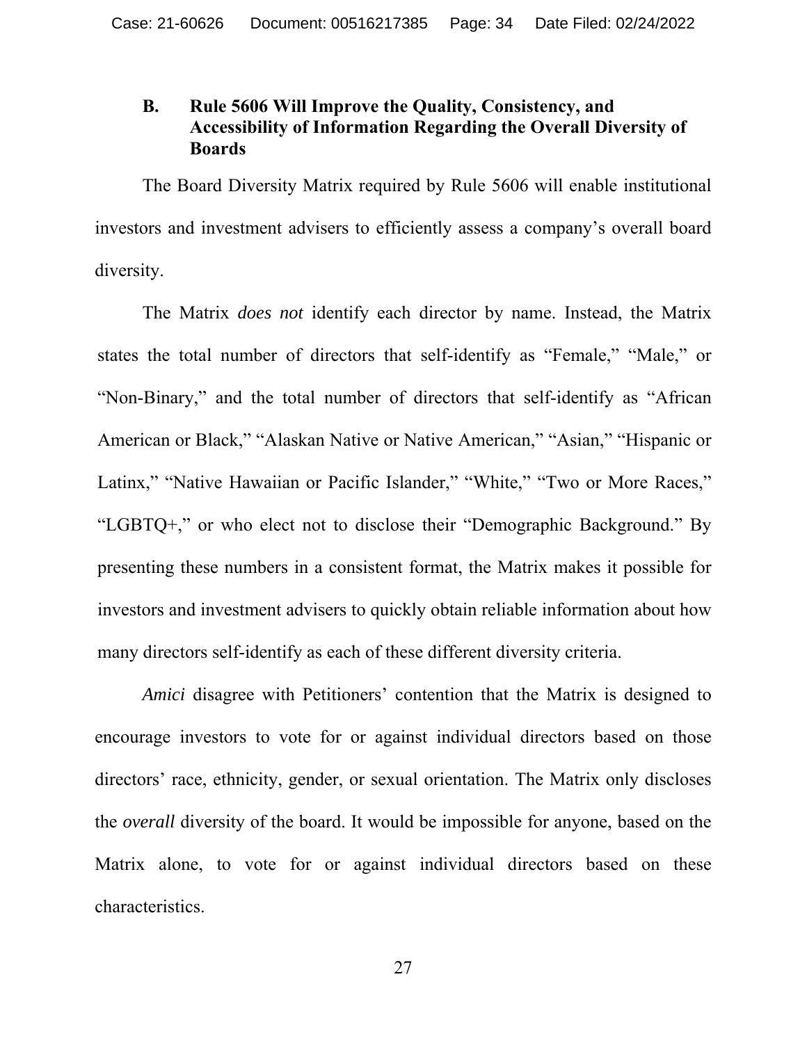### B. Rule 5606 Will Improve the Quality, Consistency, and Accessibility of Information Regarding the Overall Diversity of Boards

The Board Diversity Matrix required by Rule 5606 will enable institutional investors and investment advisers to efficiently assess a company's overall board diversity.

The Matrix *does not* identify each director by name. Instead, the Matrix states the total number of directors that self-identify as "Female," "Male," or "Non-Binary," and the total number of directors that self-identify as "African American or Black," "Alaskan Native or Native American," "Asian," "Hispanic or Latinx," "Native Hawaiian or Pacific Islander," "White," "Two or More Races," "LGBTQ+," or who elect not to disclose their "Demographic Background." By presenting these numbers in a consistent format, the Matrix makes it possible for investors and investment advisers to quickly obtain reliable information about how many directors self-identify as each of these different diversity criteria.

*Amici* disagree with Petitioners' contention that the Matrix is designed to encourage investors to vote for or against individual directors based on those directors' race, ethnicity, gender, or sexual orientation. The Matrix only discloses the *overall* diversity of the board. It would be impossible for anyone, based on the Matrix alone, to vote for or against individual directors based on these characteristics.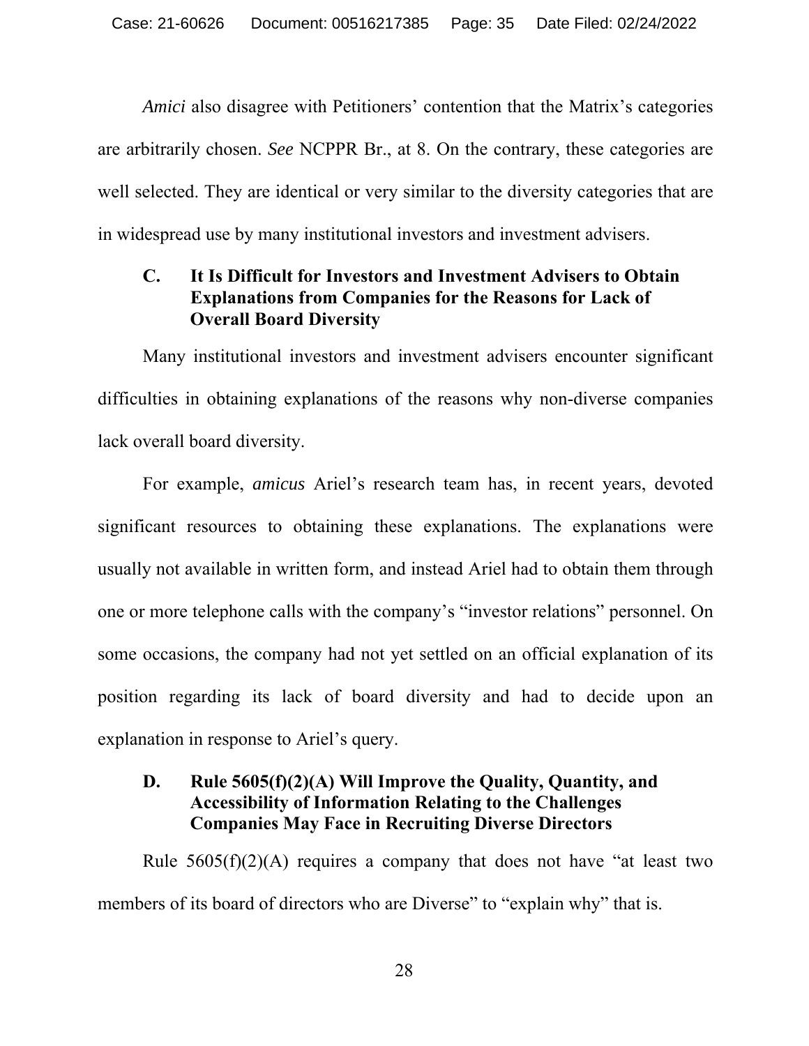*Amici* also disagree with Petitioners' contention that the Matrix's categories are arbitrarily chosen. *See* NCPPR Br., at 8. On the contrary, these categories are well selected. They are identical or very similar to the diversity categories that are in widespread use by many institutional investors and investment advisers.

### C. It Is Difficult for Investors and Investment Advisers to Obtain Explanations from Companies for the Reasons for Lack of Overall Board Diversity

Many institutional investors and investment advisers encounter significant difficulties in obtaining explanations of the reasons why non-diverse companies lack overall board diversity.

For example, *amicus* Ariel's research team has, in recent years, devoted significant resources to obtaining these explanations. The explanations were usually not available in written form, and instead Ariel had to obtain them through one or more telephone calls with the company's "investor relations" personnel. On some occasions, the company had not yet settled on an official explanation of its position regarding its lack of board diversity and had to decide upon an explanation in response to Ariel's query.

### D. Rule 5605(f)(2)(A) Will Improve the Quality, Quantity, and Accessibility of Information Relating to the Challenges Companies May Face in Recruiting Diverse Directors

Rule 5605(f)(2)(A) requires a company that does not have "at least two members of its board of directors who are Diverse" to "explain why" that is.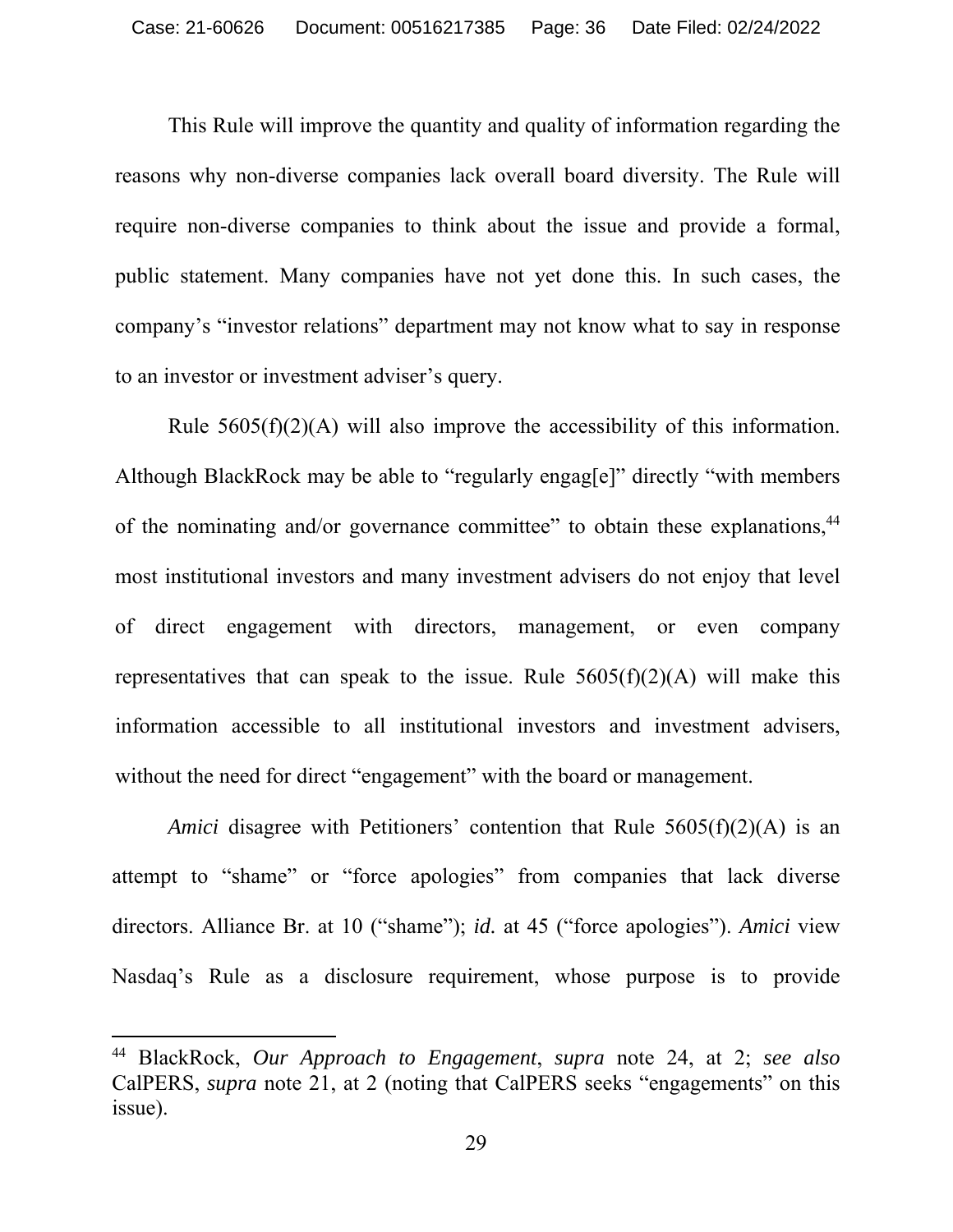This Rule will improve the quantity and quality of information regarding the reasons why non-diverse companies lack overall board diversity. The Rule will require non-diverse companies to think about the issue and provide a formal, public statement. Many companies have not yet done this. In such cases, the company's "investor relations" department may not know what to say in response to an investor or investment adviser's query.

Rule 5605(f)(2)(A) will also improve the accessibility of this information. Although BlackRock may be able to "regularly engag[e]" directly "with members of the nominating and/or governance committee" to obtain these explanations,[44] most institutional investors and many investment advisers do not enjoy that level of direct engagement with directors, management, or even company representatives that can speak to the issue. Rule 5605(f)(2)(A) will make this information accessible to all institutional investors and investment advisers, without the need for direct "engagement" with the board or management.

*Amici* disagree with Petitioners' contention that Rule 5605(f)(2)(A) is an attempt to "shame" or "force apologies" from companies that lack diverse directors. Alliance Br. at 10 ("shame"); *id.* at 45 ("force apologies"). *Amici* view Nasdaq's Rule as a disclosure requirement, whose purpose is to provide

---

[44] BlackRock, *Our Approach to Engagement*, *supra* note 24, at 2; *see also* CalPERS, *supra* note 21, at 2 (noting that CalPERS seeks "engagements" on this issue).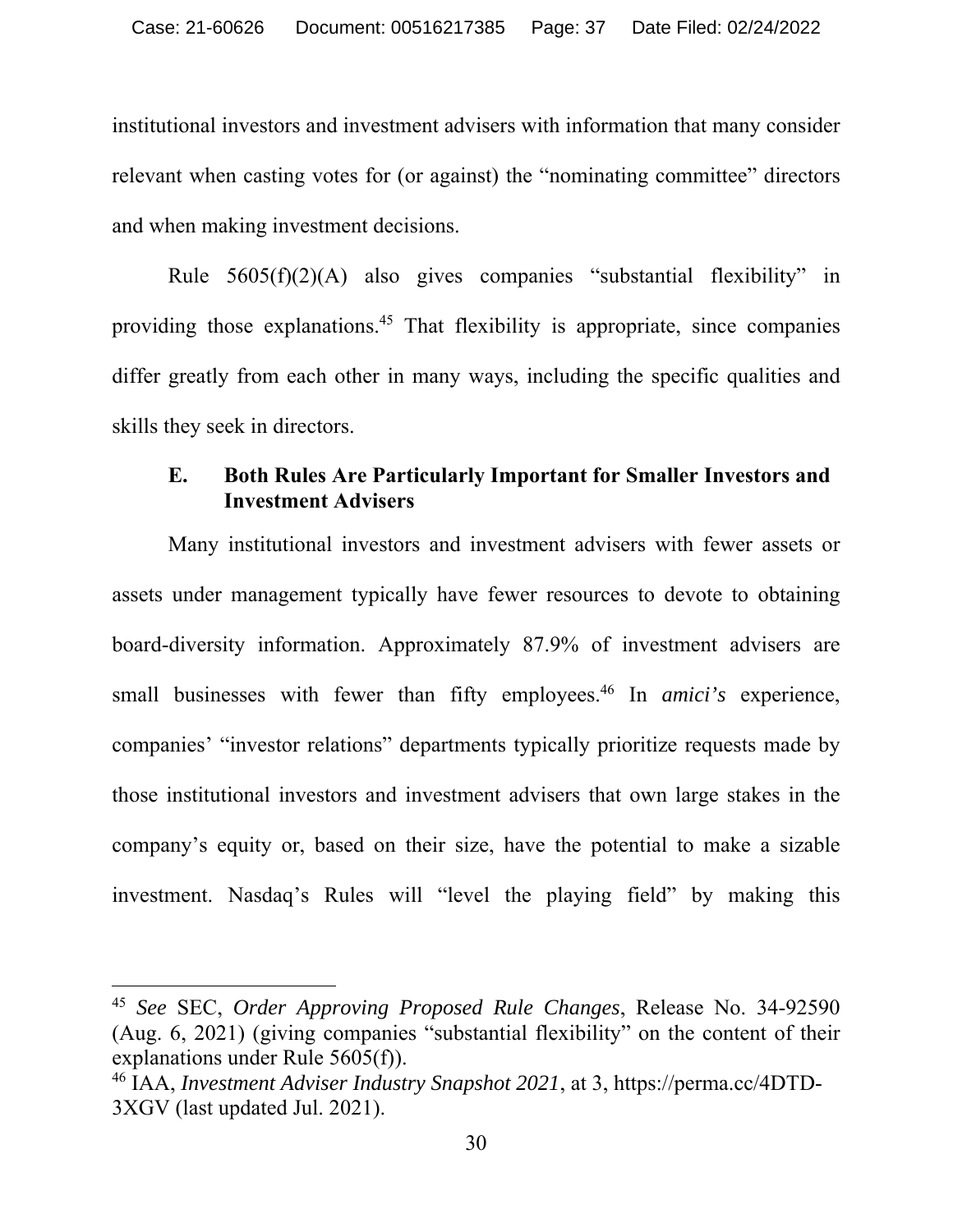institutional investors and investment advisers with information that many consider relevant when casting votes for (or against) the "nominating committee" directors and when making investment decisions.

Rule 5605(f)(2)(A) also gives companies "substantial flexibility" in providing those explanations.[45] That flexibility is appropriate, since companies differ greatly from each other in many ways, including the specific qualities and skills they seek in directors.

### E. Both Rules Are Particularly Important for Smaller Investors and Investment Advisers

Many institutional investors and investment advisers with fewer assets or assets under management typically have fewer resources to devote to obtaining board-diversity information. Approximately 87.9% of investment advisers are small businesses with fewer than fifty employees.[46] In *amici's* experience, companies' "investor relations" departments typically prioritize requests made by those institutional investors and investment advisers that own large stakes in the company's equity or, based on their size, have the potential to make a sizable investment. Nasdaq's Rules will "level the playing field" by making this

---

[45] *See* SEC, *Order Approving Proposed Rule Changes*, Release No. 34-92590 (Aug. 6, 2021) (giving companies "substantial flexibility" on the content of their explanations under Rule 5605(f)).

[46] IAA, *Investment Adviser Industry Snapshot 2021*, at 3, https://perma.cc/4DTD-3XGV (last updated Jul. 2021).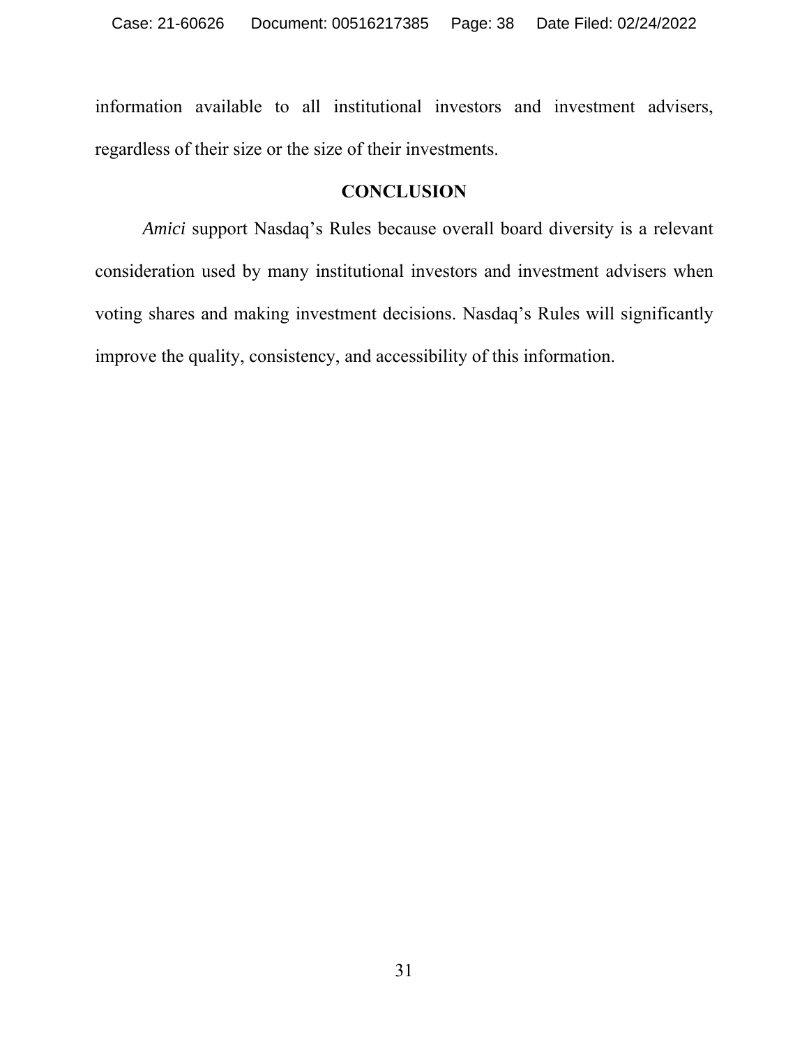information available to all institutional investors and investment advisers, regardless of their size or the size of their investments.

## CONCLUSION

*Amici* support Nasdaq's Rules because overall board diversity is a relevant consideration used by many institutional investors and investment advisers when voting shares and making investment decisions. Nasdaq's Rules will significantly improve the quality, consistency, and accessibility of this information.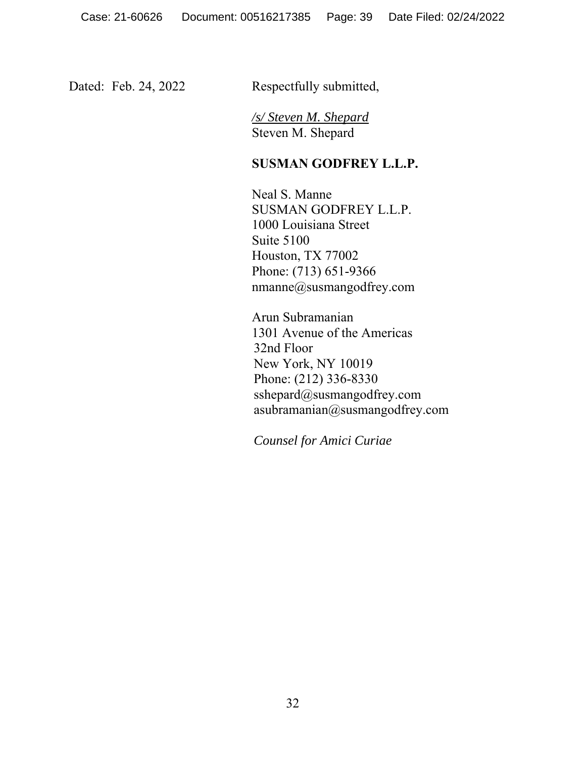Dated: Feb. 24, 2022

Respectfully submitted,

*/s/ Steven M. Shepard*
Steven M. Shepard

**SUSMAN GODFREY L.L.P.**

Neal S. Manne
SUSMAN GODFREY L.L.P.
1000 Louisiana Street
Suite 5100
Houston, TX 77002
Phone: (713) 651-9366
nmanne@susmangodfrey.com

Arun Subramanian
1301 Avenue of the Americas
32nd Floor
New York, NY 10019
Phone: (212) 336-8330
sshepard@susmangodfrey.com
asubramanian@susmangodfrey.com

*Counsel for Amici Curiae*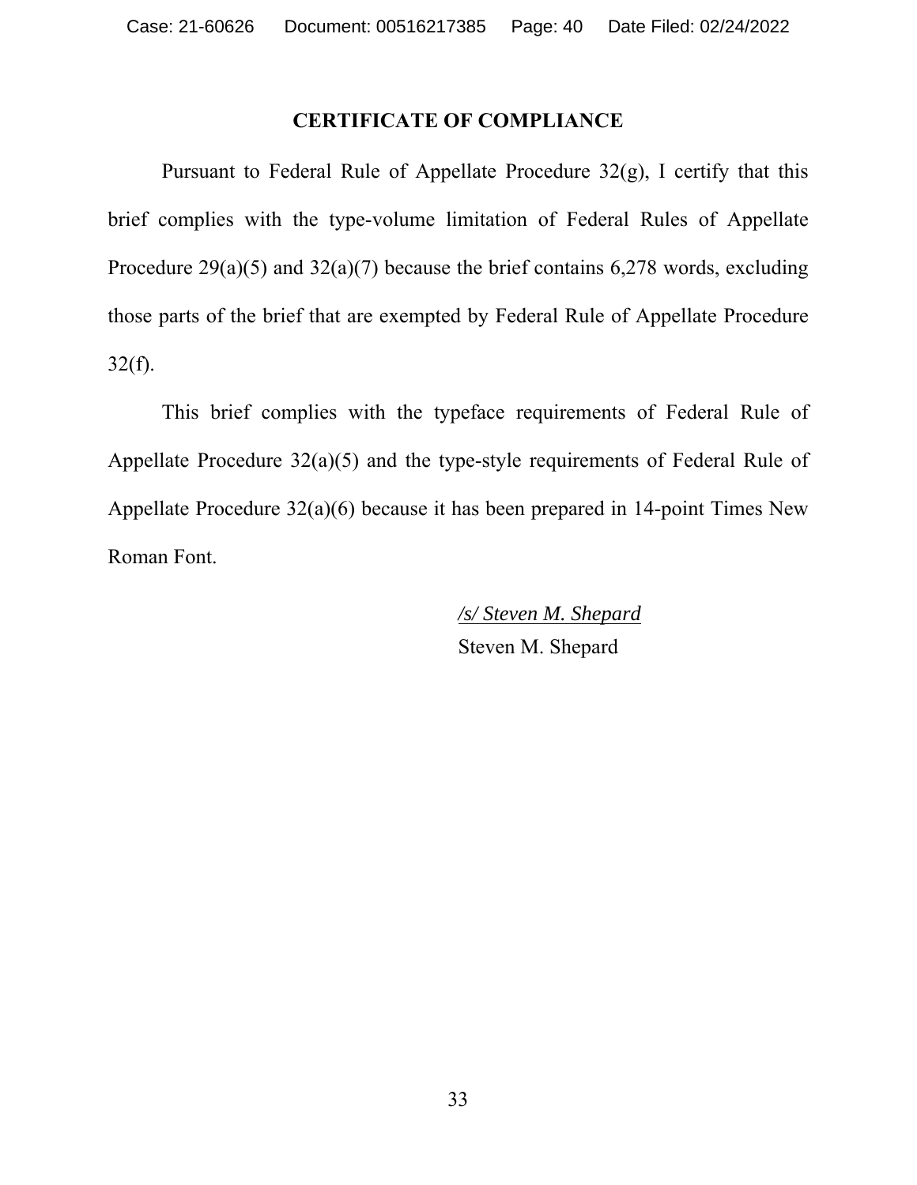## CERTIFICATE OF COMPLIANCE

Pursuant to Federal Rule of Appellate Procedure 32(g), I certify that this brief complies with the type-volume limitation of Federal Rules of Appellate Procedure 29(a)(5) and 32(a)(7) because the brief contains 6,278 words, excluding those parts of the brief that are exempted by Federal Rule of Appellate Procedure 32(f).

This brief complies with the typeface requirements of Federal Rule of Appellate Procedure 32(a)(5) and the type-style requirements of Federal Rule of Appellate Procedure 32(a)(6) because it has been prepared in 14-point Times New Roman Font.

*<u>/s/ Steven M. Shepard</u>*
Steven M. Shepard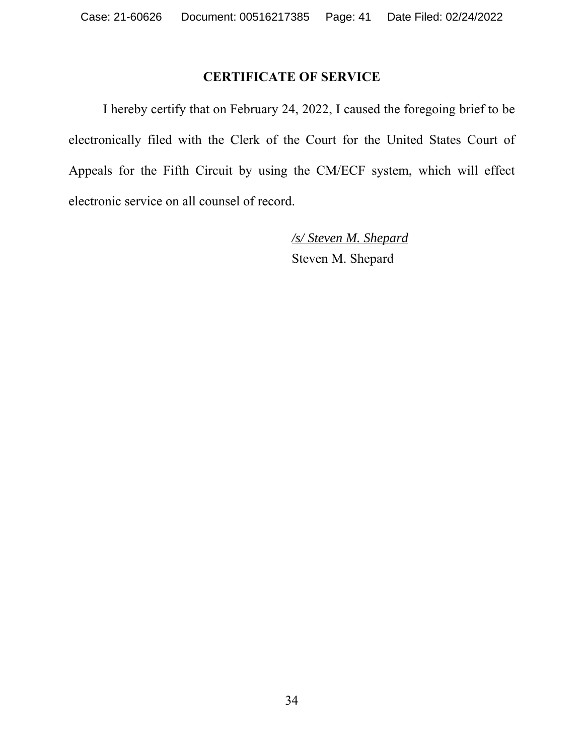## CERTIFICATE OF SERVICE

I hereby certify that on February 24, 2022, I caused the foregoing brief to be electronically filed with the Clerk of the Court for the United States Court of Appeals for the Fifth Circuit by using the CM/ECF system, which will effect electronic service on all counsel of record.

/s/ *Steven M. Shepard*
Steven M. Shepard